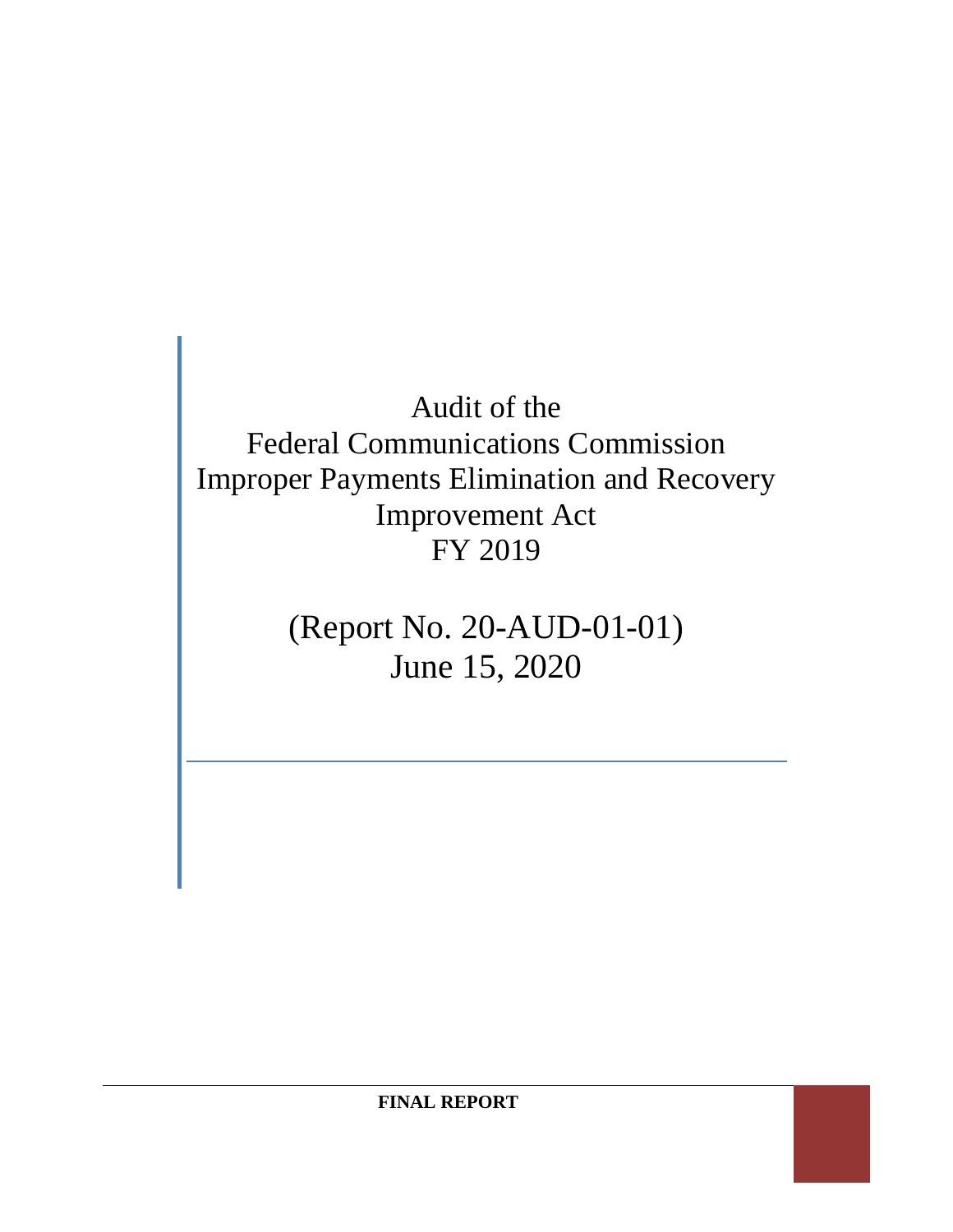# Audit of the Federal Communications Commission Improper Payments Elimination and Recovery Improvement Act FY 2019

## (Report No. 20-AUD-01-01)
## June 15, 2020

**FINAL REPORT**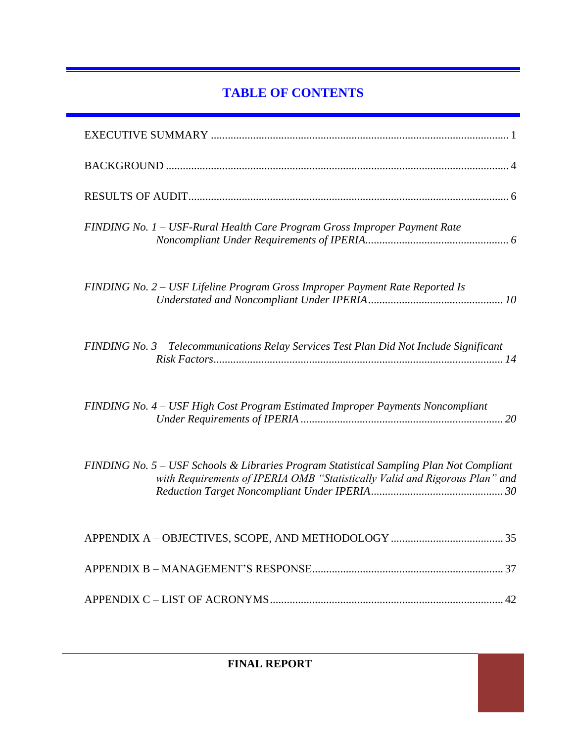## TABLE OF CONTENTS

EXECUTIVE SUMMARY ........................................................................................................ 1

BACKGROUND ........................................................................................................................ 4

RESULTS OF AUDIT ................................................................................................................ 6

*FINDING No. 1 – USF-Rural Health Care Program Gross Improper Payment Rate Noncompliant Under Requirements of IPERIA .................................................. 6*

*FINDING No. 2 – USF Lifeline Program Gross Improper Payment Rate Reported Is Understated and Noncompliant Under IPERIA ................................................ 10*

*FINDING No. 3 – Telecommunications Relay Services Test Plan Did Not Include Significant Risk Factors ........................................................................................................ 14*

*FINDING No. 4 – USF High Cost Program Estimated Improper Payments Noncompliant Under Requirements of IPERIA ........................................................................ 20*

*FINDING No. 5 – USF Schools & Libraries Program Statistical Sampling Plan Not Compliant with Requirements of IPERIA OMB "Statistically Valid and Rigorous Plan" and Reduction Target Noncompliant Under IPERIA ............................................... 30*

APPENDIX A – OBJECTIVES, SCOPE, AND METHODOLOGY ........................................ 35

APPENDIX B – MANAGEMENT'S RESPONSE .................................................................... 37

APPENDIX C – LIST OF ACRONYMS .................................................................................. 42

**FINAL REPORT**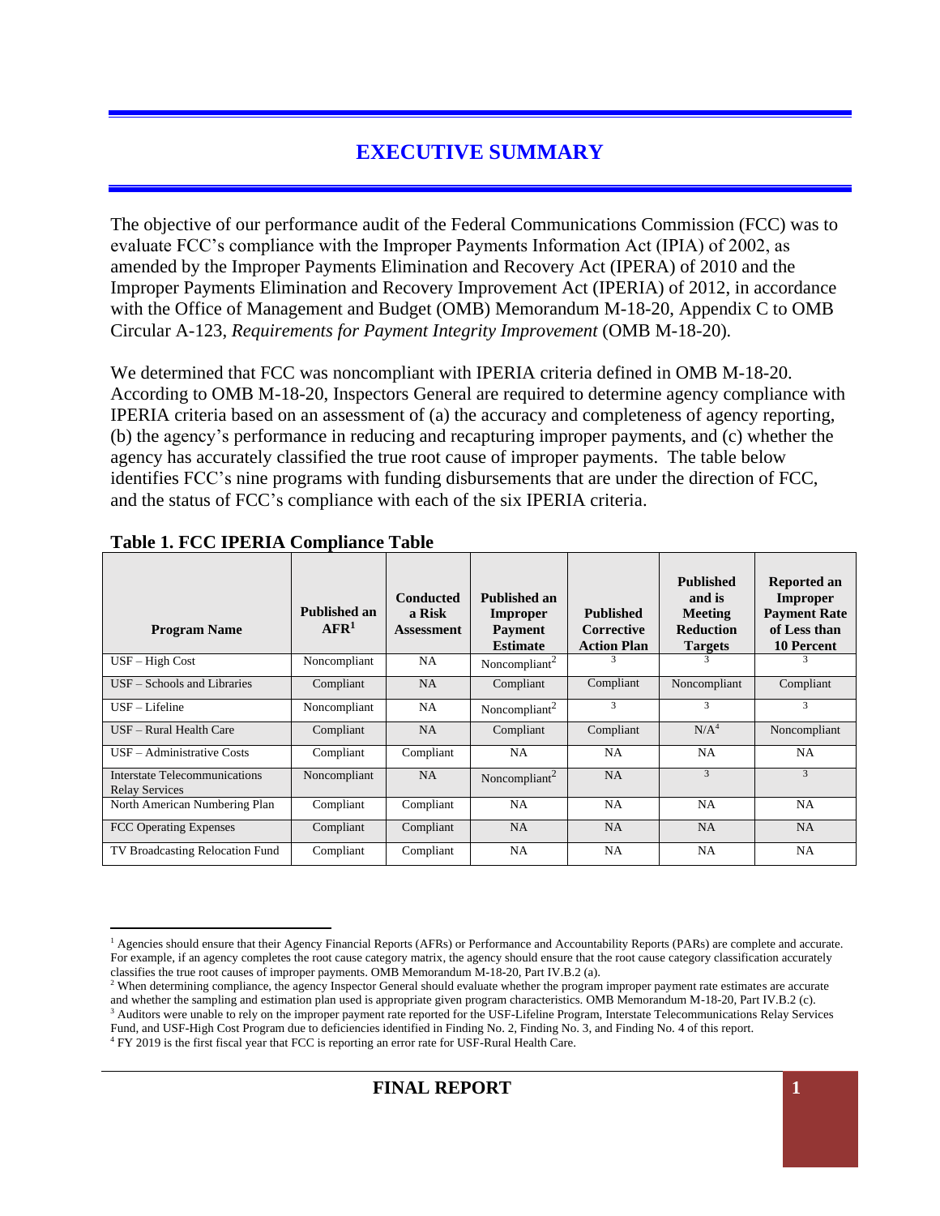# EXECUTIVE SUMMARY

The objective of our performance audit of the Federal Communications Commission (FCC) was to evaluate FCC's compliance with the Improper Payments Information Act (IPIA) of 2002, as amended by the Improper Payments Elimination and Recovery Act (IPERA) of 2010 and the Improper Payments Elimination and Recovery Improvement Act (IPERIA) of 2012, in accordance with the Office of Management and Budget (OMB) Memorandum M-18-20, Appendix C to OMB Circular A-123, *Requirements for Payment Integrity Improvement* (OMB M-18-20).

We determined that FCC was noncompliant with IPERIA criteria defined in OMB M-18-20. According to OMB M-18-20, Inspectors General are required to determine agency compliance with IPERIA criteria based on an assessment of (a) the accuracy and completeness of agency reporting, (b) the agency's performance in reducing and recapturing improper payments, and (c) whether the agency has accurately classified the true root cause of improper payments. The table below identifies FCC's nine programs with funding disbursements that are under the direction of FCC, and the status of FCC's compliance with each of the six IPERIA criteria.

**Table 1. FCC IPERIA Compliance Table**

| Program Name | Published an AFR[1] | Conducted a Risk Assessment | Published an Improper Payment Estimate | Published Corrective Action Plan | Published and is Meeting Reduction Targets | Reported an Improper Payment Rate of Less than 10 Percent |
|---|---|---|---|---|---|---|
| USF – High Cost | Noncompliant | NA | Noncompliant[2] | [3] | [3] | [3] |
| USF – Schools and Libraries | Compliant | NA | Compliant | Compliant | Noncompliant | Compliant |
| USF – Lifeline | Noncompliant | NA | Noncompliant[2] | [3] | [3] | [3] |
| USF – Rural Health Care | Compliant | NA | Compliant | Compliant | N/A[4] | Noncompliant |
| USF – Administrative Costs | Compliant | Compliant | NA | NA | NA | NA |
| Interstate Telecommunications Relay Services | Noncompliant | NA | Noncompliant[2] | NA | [3] | [3] |
| North American Numbering Plan | Compliant | Compliant | NA | NA | NA | NA |
| FCC Operating Expenses | Compliant | Compliant | NA | NA | NA | NA |
| TV Broadcasting Relocation Fund | Compliant | Compliant | NA | NA | NA | NA |

[1] Agencies should ensure that their Agency Financial Reports (AFRs) or Performance and Accountability Reports (PARs) are complete and accurate. For example, if an agency completes the root cause category matrix, the agency should ensure that the root cause category classification accurately classifies the true root causes of improper payments. OMB Memorandum M-18-20, Part IV.B.2 (a).

[2] When determining compliance, the agency Inspector General should evaluate whether the program improper payment rate estimates are accurate and whether the sampling and estimation plan used is appropriate given program characteristics. OMB Memorandum M-18-20, Part IV.B.2 (c).

[3] Auditors were unable to rely on the improper payment rate reported for the USF-Lifeline Program, Interstate Telecommunications Relay Services Fund, and USF-High Cost Program due to deficiencies identified in Finding No. 2, Finding No. 3, and Finding No. 4 of this report.

[4] FY 2019 is the first fiscal year that FCC is reporting an error rate for USF-Rural Health Care.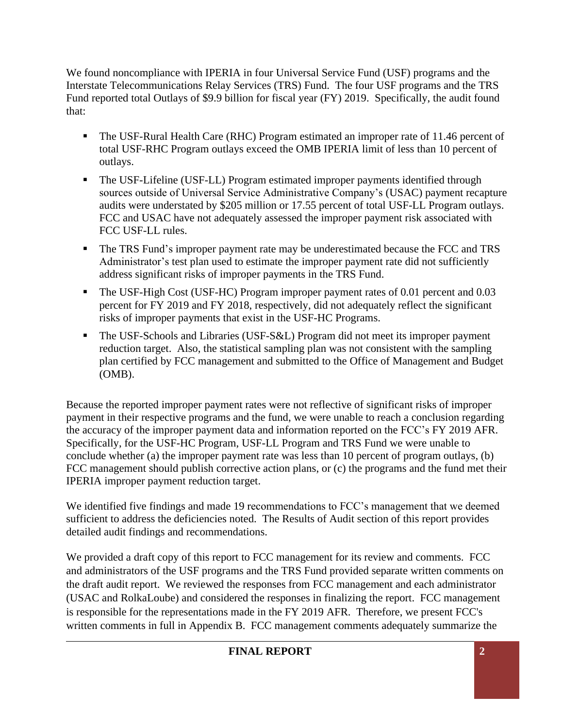We found noncompliance with IPERIA in four Universal Service Fund (USF) programs and the Interstate Telecommunications Relay Services (TRS) Fund. The four USF programs and the TRS Fund reported total Outlays of $9.9 billion for fiscal year (FY) 2019. Specifically, the audit found that:

- The USF-Rural Health Care (RHC) Program estimated an improper rate of 11.46 percent of total USF-RHC Program outlays exceed the OMB IPERIA limit of less than 10 percent of outlays.
- The USF-Lifeline (USF-LL) Program estimated improper payments identified through sources outside of Universal Service Administrative Company's (USAC) payment recapture audits were understated by $205 million or 17.55 percent of total USF-LL Program outlays. FCC and USAC have not adequately assessed the improper payment risk associated with FCC USF-LL rules.
- The TRS Fund's improper payment rate may be underestimated because the FCC and TRS Administrator's test plan used to estimate the improper payment rate did not sufficiently address significant risks of improper payments in the TRS Fund.
- The USF-High Cost (USF-HC) Program improper payment rates of 0.01 percent and 0.03 percent for FY 2019 and FY 2018, respectively, did not adequately reflect the significant risks of improper payments that exist in the USF-HC Programs.
- The USF-Schools and Libraries (USF-S&L) Program did not meet its improper payment reduction target. Also, the statistical sampling plan was not consistent with the sampling plan certified by FCC management and submitted to the Office of Management and Budget (OMB).

Because the reported improper payment rates were not reflective of significant risks of improper payment in their respective programs and the fund, we were unable to reach a conclusion regarding the accuracy of the improper payment data and information reported on the FCC's FY 2019 AFR. Specifically, for the USF-HC Program, USF-LL Program and TRS Fund we were unable to conclude whether (a) the improper payment rate was less than 10 percent of program outlays, (b) FCC management should publish corrective action plans, or (c) the programs and the fund met their IPERIA improper payment reduction target.

We identified five findings and made 19 recommendations to FCC's management that we deemed sufficient to address the deficiencies noted. The Results of Audit section of this report provides detailed audit findings and recommendations.

We provided a draft copy of this report to FCC management for its review and comments. FCC and administrators of the USF programs and the TRS Fund provided separate written comments on the draft audit report. We reviewed the responses from FCC management and each administrator (USAC and RolkaLoube) and considered the responses in finalizing the report. FCC management is responsible for the representations made in the FY 2019 AFR. Therefore, we present FCC's written comments in full in Appendix B. FCC management comments adequately summarize the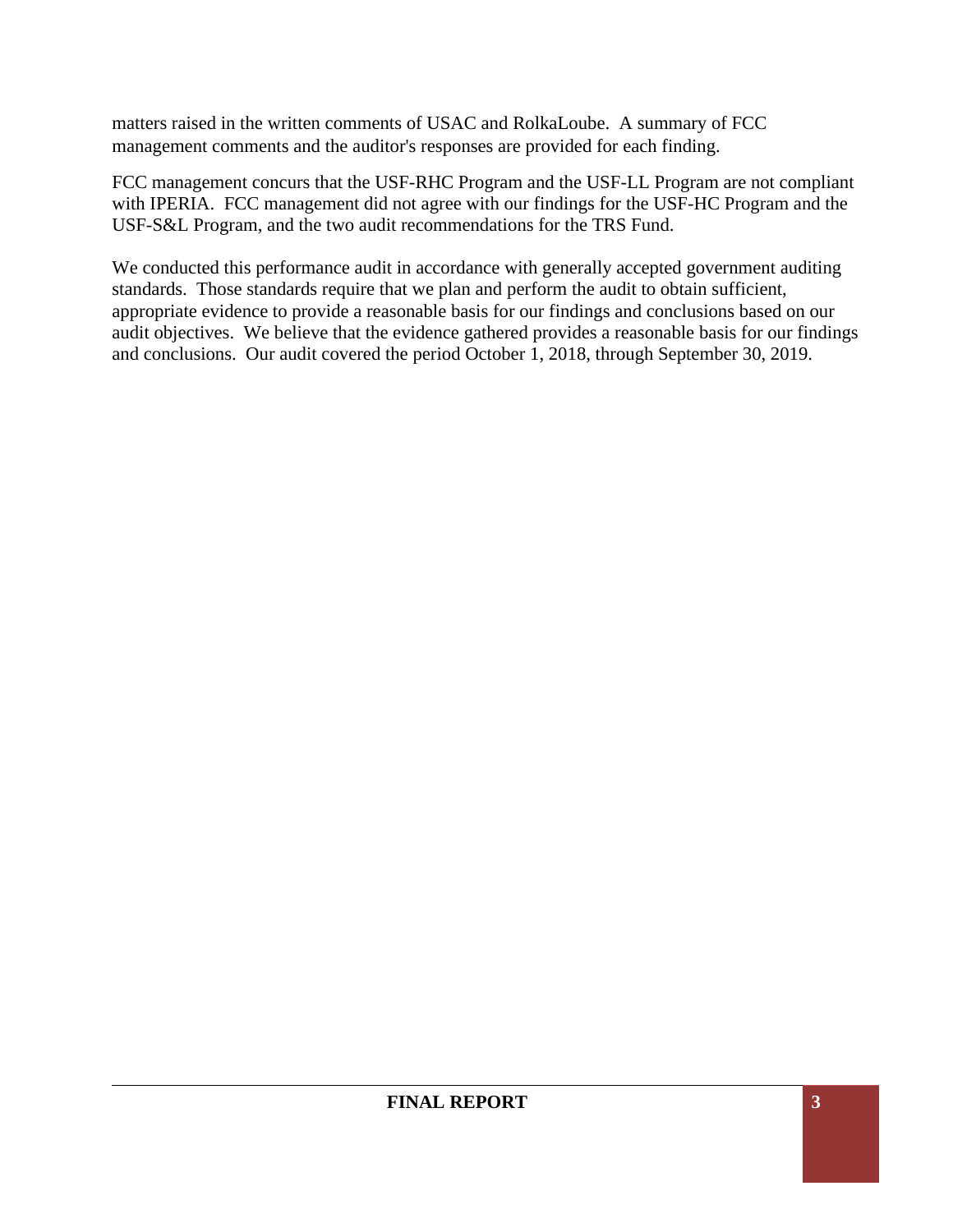matters raised in the written comments of USAC and RolkaLoube. A summary of FCC management comments and the auditor's responses are provided for each finding.

FCC management concurs that the USF-RHC Program and the USF-LL Program are not compliant with IPERIA. FCC management did not agree with our findings for the USF-HC Program and the USF-S&L Program, and the two audit recommendations for the TRS Fund.

We conducted this performance audit in accordance with generally accepted government auditing standards. Those standards require that we plan and perform the audit to obtain sufficient, appropriate evidence to provide a reasonable basis for our findings and conclusions based on our audit objectives. We believe that the evidence gathered provides a reasonable basis for our findings and conclusions. Our audit covered the period October 1, 2018, through September 30, 2019.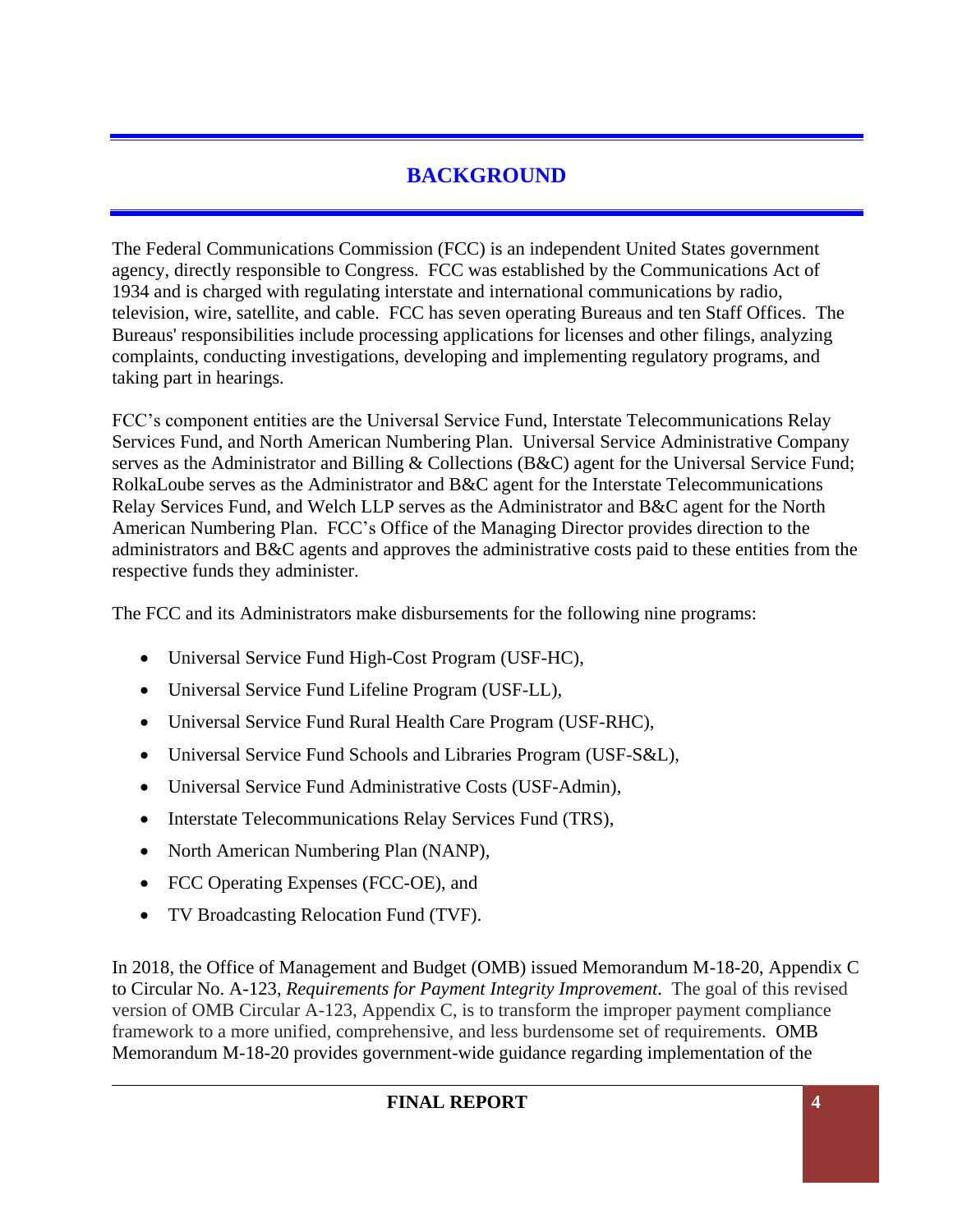# BACKGROUND

The Federal Communications Commission (FCC) is an independent United States government agency, directly responsible to Congress. FCC was established by the Communications Act of 1934 and is charged with regulating interstate and international communications by radio, television, wire, satellite, and cable. FCC has seven operating Bureaus and ten Staff Offices. The Bureaus' responsibilities include processing applications for licenses and other filings, analyzing complaints, conducting investigations, developing and implementing regulatory programs, and taking part in hearings.

FCC's component entities are the Universal Service Fund, Interstate Telecommunications Relay Services Fund, and North American Numbering Plan. Universal Service Administrative Company serves as the Administrator and Billing & Collections (B&C) agent for the Universal Service Fund; RolkaLoube serves as the Administrator and B&C agent for the Interstate Telecommunications Relay Services Fund, and Welch LLP serves as the Administrator and B&C agent for the North American Numbering Plan. FCC's Office of the Managing Director provides direction to the administrators and B&C agents and approves the administrative costs paid to these entities from the respective funds they administer.

The FCC and its Administrators make disbursements for the following nine programs:

- Universal Service Fund High-Cost Program (USF-HC),
- Universal Service Fund Lifeline Program (USF-LL),
- Universal Service Fund Rural Health Care Program (USF-RHC),
- Universal Service Fund Schools and Libraries Program (USF-S&L),
- Universal Service Fund Administrative Costs (USF-Admin),
- Interstate Telecommunications Relay Services Fund (TRS),
- North American Numbering Plan (NANP),
- FCC Operating Expenses (FCC-OE), and
- TV Broadcasting Relocation Fund (TVF).

In 2018, the Office of Management and Budget (OMB) issued Memorandum M-18-20, Appendix C to Circular No. A-123, *Requirements for Payment Integrity Improvement*. The goal of this revised version of OMB Circular A-123, Appendix C, is to transform the improper payment compliance framework to a more unified, comprehensive, and less burdensome set of requirements. OMB Memorandum M-18-20 provides government-wide guidance regarding implementation of the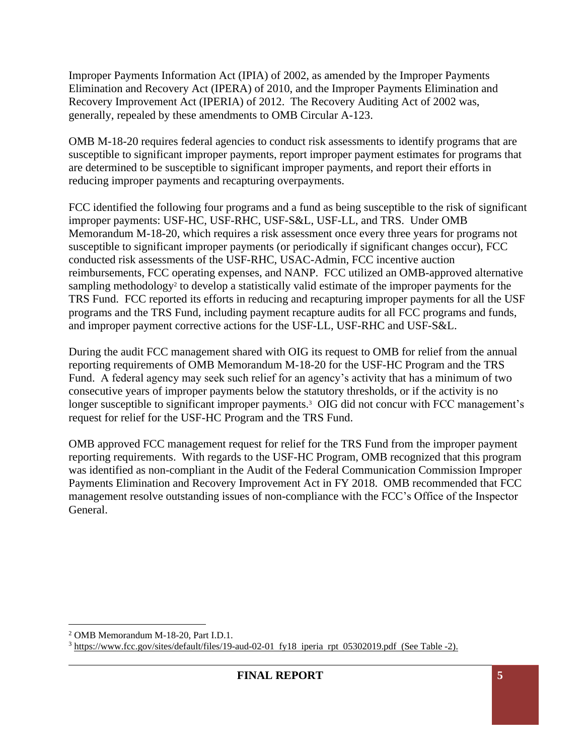Improper Payments Information Act (IPIA) of 2002, as amended by the Improper Payments Elimination and Recovery Act (IPERA) of 2010, and the Improper Payments Elimination and Recovery Improvement Act (IPERIA) of 2012. The Recovery Auditing Act of 2002 was, generally, repealed by these amendments to OMB Circular A-123.

OMB M-18-20 requires federal agencies to conduct risk assessments to identify programs that are susceptible to significant improper payments, report improper payment estimates for programs that are determined to be susceptible to significant improper payments, and report their efforts in reducing improper payments and recapturing overpayments.

FCC identified the following four programs and a fund as being susceptible to the risk of significant improper payments: USF-HC, USF-RHC, USF-S&L, USF-LL, and TRS. Under OMB Memorandum M-18-20, which requires a risk assessment once every three years for programs not susceptible to significant improper payments (or periodically if significant changes occur), FCC conducted risk assessments of the USF-RHC, USAC-Admin, FCC incentive auction reimbursements, FCC operating expenses, and NANP. FCC utilized an OMB-approved alternative sampling methodology[2] to develop a statistically valid estimate of the improper payments for the TRS Fund. FCC reported its efforts in reducing and recapturing improper payments for all the USF programs and the TRS Fund, including payment recapture audits for all FCC programs and funds, and improper payment corrective actions for the USF-LL, USF-RHC and USF-S&L.

During the audit FCC management shared with OIG its request to OMB for relief from the annual reporting requirements of OMB Memorandum M-18-20 for the USF-HC Program and the TRS Fund. A federal agency may seek such relief for an agency's activity that has a minimum of two consecutive years of improper payments below the statutory thresholds, or if the activity is no longer susceptible to significant improper payments.[3] OIG did not concur with FCC management's request for relief for the USF-HC Program and the TRS Fund.

OMB approved FCC management request for relief for the TRS Fund from the improper payment reporting requirements. With regards to the USF-HC Program, OMB recognized that this program was identified as non-compliant in the Audit of the Federal Communication Commission Improper Payments Elimination and Recovery Improvement Act in FY 2018. OMB recommended that FCC management resolve outstanding issues of non-compliance with the FCC's Office of the Inspector General.

---

[2] OMB Memorandum M-18-20, Part I.D.1.

[3] https://www.fcc.gov/sites/default/files/19-aud-02-01_fy18_iperia_rpt_05302019.pdf (See Table -2).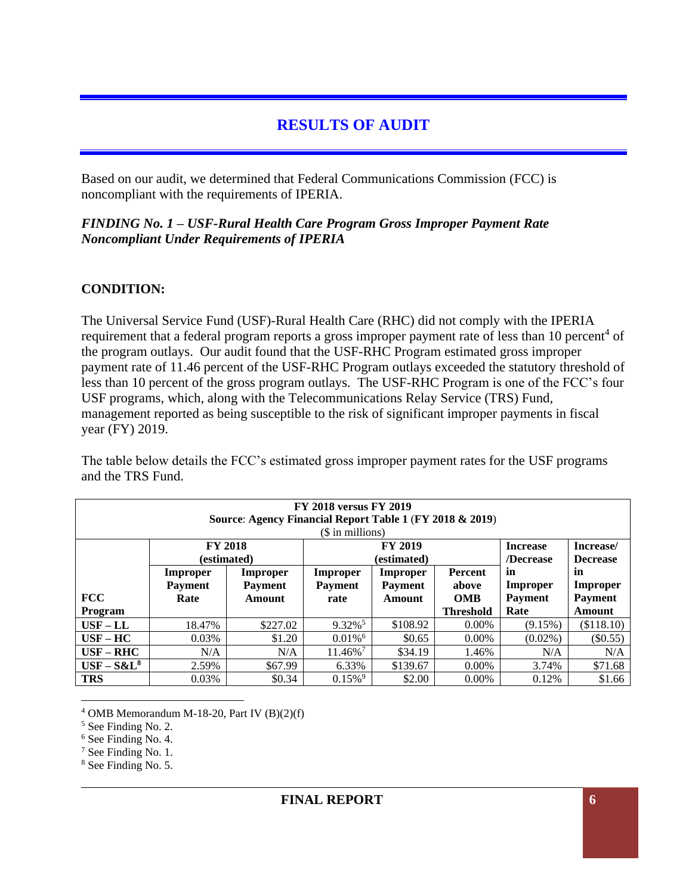# RESULTS OF AUDIT

Based on our audit, we determined that Federal Communications Commission (FCC) is noncompliant with the requirements of IPERIA.

***FINDING No. 1 – USF-Rural Health Care Program Gross Improper Payment Rate Noncompliant Under Requirements of IPERIA***

## CONDITION:

The Universal Service Fund (USF)-Rural Health Care (RHC) did not comply with the IPERIA requirement that a federal program reports a gross improper payment rate of less than 10 percent[4] of the program outlays. Our audit found that the USF-RHC Program estimated gross improper payment rate of 11.46 percent of the USF-RHC Program outlays exceeded the statutory threshold of less than 10 percent of the gross program outlays. The USF-RHC Program is one of the FCC's four USF programs, which, along with the Telecommunications Relay Service (TRS) Fund, management reported as being susceptible to the risk of significant improper payments in fiscal year (FY) 2019.

The table below details the FCC's estimated gross improper payment rates for the USF programs and the TRS Fund.

| FY 2018 versus FY 2019<br>Source: Agency Financial Report Table 1 (FY 2018 & 2019)<br>($ in millions) | | | | | | | | |
|---|---|---|---|---|---|---|---|---|
| | **FY 2018 (estimated)** | | **FY 2019 (estimated)** | | | **Increase /Decrease in Improper Payment Rate** | **Increase/ Decrease in Improper Payment Amount** |
| **FCC Program** | **Improper Payment Rate** | **Improper Payment Amount** | **Improper Payment rate** | **Improper Payment Amount** | **Percent above OMB Threshold** | | |
| **USF – LL** | 18.47% | $227.02 | 9.32%[5] | $108.92 | 0.00% | (9.15%) | ($118.10) |
| **USF – HC** | 0.03% | $1.20 | 0.01%[6] | $0.65 | 0.00% | (0.02%) | ($0.55) |
| **USF – RHC** | N/A | N/A | 11.46%[7] | $34.19 | 1.46% | N/A | N/A |
| **USF – S&L[8]** | 2.59% | $67.99 | 6.33% | $139.67 | 0.00% | 3.74% | $71.68 |
| **TRS** | 0.03% | $0.34 | 0.15%[9] | $2.00 | 0.00% | 0.12% | $1.66 |

[4] OMB Memorandum M-18-20, Part IV (B)(2)(f)

[5] See Finding No. 2.

[6] See Finding No. 4.

[7] See Finding No. 1.

[8] See Finding No. 5.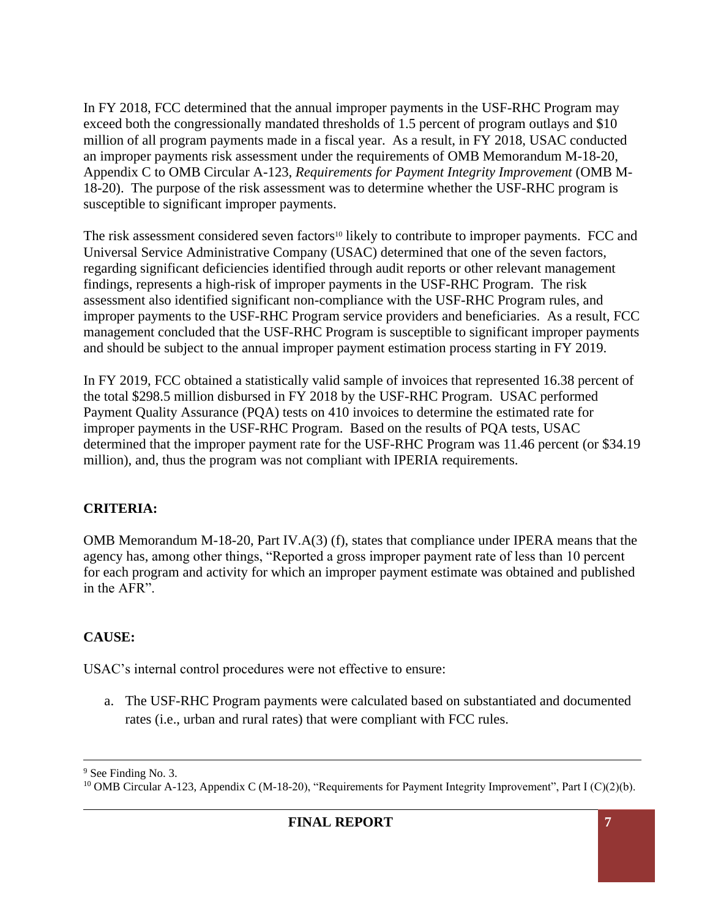In FY 2018, FCC determined that the annual improper payments in the USF-RHC Program may exceed both the congressionally mandated thresholds of 1.5 percent of program outlays and $10 million of all program payments made in a fiscal year. As a result, in FY 2018, USAC conducted an improper payments risk assessment under the requirements of OMB Memorandum M-18-20, Appendix C to OMB Circular A-123, *Requirements for Payment Integrity Improvement* (OMB M-18-20). The purpose of the risk assessment was to determine whether the USF-RHC program is susceptible to significant improper payments.

The risk assessment considered seven factors[10] likely to contribute to improper payments. FCC and Universal Service Administrative Company (USAC) determined that one of the seven factors, regarding significant deficiencies identified through audit reports or other relevant management findings, represents a high-risk of improper payments in the USF-RHC Program. The risk assessment also identified significant non-compliance with the USF-RHC Program rules, and improper payments to the USF-RHC Program service providers and beneficiaries. As a result, FCC management concluded that the USF-RHC Program is susceptible to significant improper payments and should be subject to the annual improper payment estimation process starting in FY 2019.

In FY 2019, FCC obtained a statistically valid sample of invoices that represented 16.38 percent of the total $298.5 million disbursed in FY 2018 by the USF-RHC Program. USAC performed Payment Quality Assurance (PQA) tests on 410 invoices to determine the estimated rate for improper payments in the USF-RHC Program. Based on the results of PQA tests, USAC determined that the improper payment rate for the USF-RHC Program was 11.46 percent (or $34.19 million), and, thus the program was not compliant with IPERIA requirements.

**CRITERIA:**

OMB Memorandum M-18-20, Part IV.A(3) (f), states that compliance under IPERA means that the agency has, among other things, "Reported a gross improper payment rate of less than 10 percent for each program and activity for which an improper payment estimate was obtained and published in the AFR".

**CAUSE:**

USAC's internal control procedures were not effective to ensure:

a. The USF-RHC Program payments were calculated based on substantiated and documented rates (i.e., urban and rural rates) that were compliant with FCC rules.

---

[9] See Finding No. 3.

[10] OMB Circular A-123, Appendix C (M-18-20), "Requirements for Payment Integrity Improvement", Part I (C)(2)(b).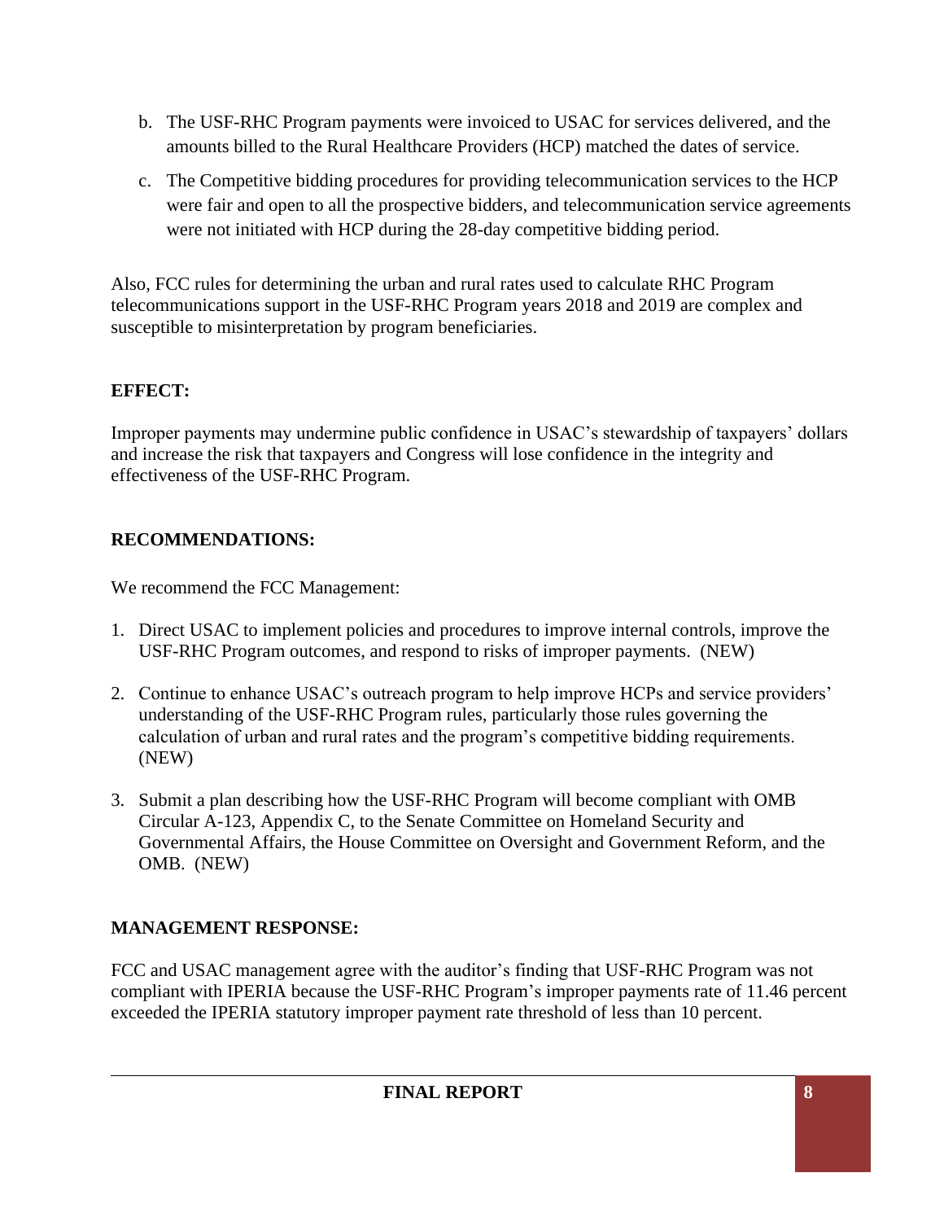b. The USF-RHC Program payments were invoiced to USAC for services delivered, and the amounts billed to the Rural Healthcare Providers (HCP) matched the dates of service.

c. The Competitive bidding procedures for providing telecommunication services to the HCP were fair and open to all the prospective bidders, and telecommunication service agreements were not initiated with HCP during the 28-day competitive bidding period.

Also, FCC rules for determining the urban and rural rates used to calculate RHC Program telecommunications support in the USF-RHC Program years 2018 and 2019 are complex and susceptible to misinterpretation by program beneficiaries.

**EFFECT:**

Improper payments may undermine public confidence in USAC's stewardship of taxpayers' dollars and increase the risk that taxpayers and Congress will lose confidence in the integrity and effectiveness of the USF-RHC Program.

**RECOMMENDATIONS:**

We recommend the FCC Management:

1. Direct USAC to implement policies and procedures to improve internal controls, improve the USF-RHC Program outcomes, and respond to risks of improper payments. (NEW)

2. Continue to enhance USAC's outreach program to help improve HCPs and service providers' understanding of the USF-RHC Program rules, particularly those rules governing the calculation of urban and rural rates and the program's competitive bidding requirements. (NEW)

3. Submit a plan describing how the USF-RHC Program will become compliant with OMB Circular A-123, Appendix C, to the Senate Committee on Homeland Security and Governmental Affairs, the House Committee on Oversight and Government Reform, and the OMB. (NEW)

**MANAGEMENT RESPONSE:**

FCC and USAC management agree with the auditor's finding that USF-RHC Program was not compliant with IPERIA because the USF-RHC Program's improper payments rate of 11.46 percent exceeded the IPERIA statutory improper payment rate threshold of less than 10 percent.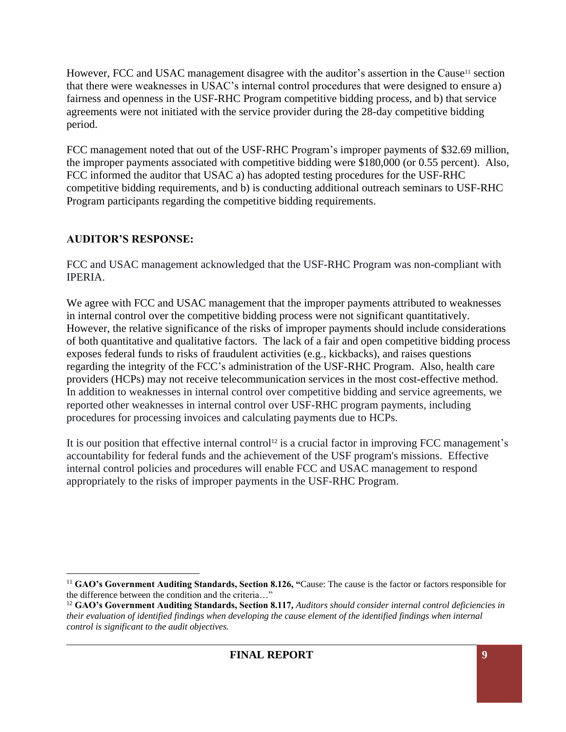However, FCC and USAC management disagree with the auditor's assertion in the Cause[11] section that there were weaknesses in USAC's internal control procedures that were designed to ensure a) fairness and openness in the USF-RHC Program competitive bidding process, and b) that service agreements were not initiated with the service provider during the 28-day competitive bidding period.

FCC management noted that out of the USF-RHC Program's improper payments of $32.69 million, the improper payments associated with competitive bidding were $180,000 (or 0.55 percent). Also, FCC informed the auditor that USAC a) has adopted testing procedures for the USF-RHC competitive bidding requirements, and b) is conducting additional outreach seminars to USF-RHC Program participants regarding the competitive bidding requirements.

**AUDITOR'S RESPONSE:**

FCC and USAC management acknowledged that the USF-RHC Program was non-compliant with IPERIA.

We agree with FCC and USAC management that the improper payments attributed to weaknesses in internal control over the competitive bidding process were not significant quantitatively. However, the relative significance of the risks of improper payments should include considerations of both quantitative and qualitative factors. The lack of a fair and open competitive bidding process exposes federal funds to risks of fraudulent activities (e.g., kickbacks), and raises questions regarding the integrity of the FCC's administration of the USF-RHC Program. Also, health care providers (HCPs) may not receive telecommunication services in the most cost-effective method. In addition to weaknesses in internal control over competitive bidding and service agreements, we reported other weaknesses in internal control over USF-RHC program payments, including procedures for processing invoices and calculating payments due to HCPs.

It is our position that effective internal control[12] is a crucial factor in improving FCC management's accountability for federal funds and the achievement of the USF program's missions. Effective internal control policies and procedures will enable FCC and USAC management to respond appropriately to the risks of improper payments in the USF-RHC Program.

---

[11] **GAO's Government Auditing Standards, Section 8.126, "**Cause: The cause is the factor or factors responsible for the difference between the condition and the criteria…"

[12] **GAO's Government Auditing Standards, Section 8.117,** ***Auditors should consider internal control deficiencies in their evaluation of identified findings when developing the cause element of the identified findings when internal control is significant to the audit objectives.***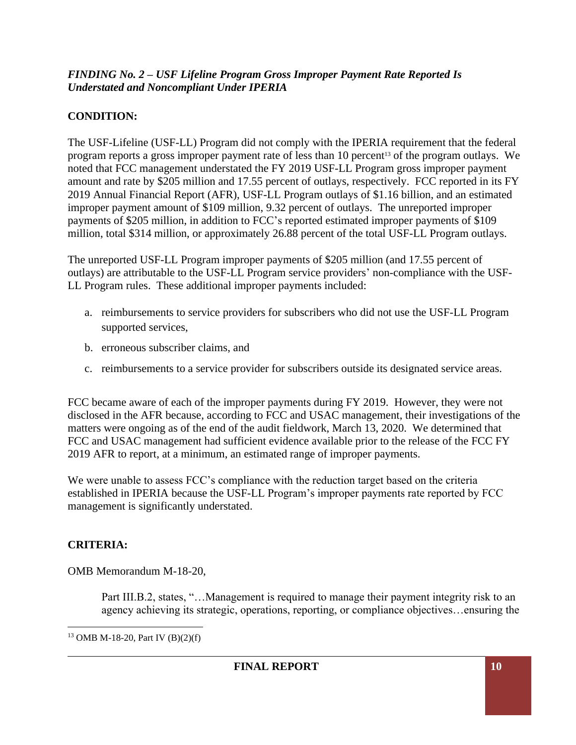***FINDING No. 2 – USF Lifeline Program Gross Improper Payment Rate Reported Is Understated and Noncompliant Under IPERIA***

**CONDITION:**

The USF-Lifeline (USF-LL) Program did not comply with the IPERIA requirement that the federal program reports a gross improper payment rate of less than 10 percent[13] of the program outlays. We noted that FCC management understated the FY 2019 USF-LL Program gross improper payment amount and rate by $205 million and 17.55 percent of outlays, respectively. FCC reported in its FY 2019 Annual Financial Report (AFR), USF-LL Program outlays of $1.16 billion, and an estimated improper payment amount of $109 million, 9.32 percent of outlays. The unreported improper payments of $205 million, in addition to FCC's reported estimated improper payments of $109 million, total $314 million, or approximately 26.88 percent of the total USF-LL Program outlays.

The unreported USF-LL Program improper payments of $205 million (and 17.55 percent of outlays) are attributable to the USF-LL Program service providers' non-compliance with the USF-LL Program rules. These additional improper payments included:

a. reimbursements to service providers for subscribers who did not use the USF-LL Program supported services,
b. erroneous subscriber claims, and
c. reimbursements to a service provider for subscribers outside its designated service areas.

FCC became aware of each of the improper payments during FY 2019. However, they were not disclosed in the AFR because, according to FCC and USAC management, their investigations of the matters were ongoing as of the end of the audit fieldwork, March 13, 2020. We determined that FCC and USAC management had sufficient evidence available prior to the release of the FCC FY 2019 AFR to report, at a minimum, an estimated range of improper payments.

We were unable to assess FCC's compliance with the reduction target based on the criteria established in IPERIA because the USF-LL Program's improper payments rate reported by FCC management is significantly understated.

**CRITERIA:**

OMB Memorandum M-18-20,

> Part III.B.2, states, "…Management is required to manage their payment integrity risk to an agency achieving its strategic, operations, reporting, or compliance objectives…ensuring the

[13] OMB M-18-20, Part IV (B)(2)(f)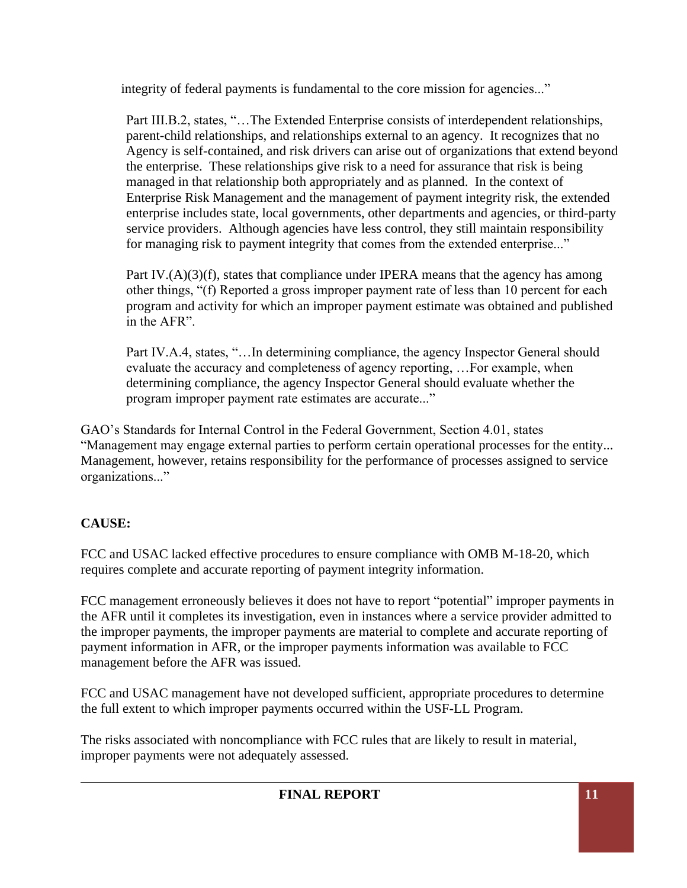integrity of federal payments is fundamental to the core mission for agencies..."

> Part III.B.2, states, "…The Extended Enterprise consists of interdependent relationships, parent-child relationships, and relationships external to an agency. It recognizes that no Agency is self-contained, and risk drivers can arise out of organizations that extend beyond the enterprise. These relationships give risk to a need for assurance that risk is being managed in that relationship both appropriately and as planned. In the context of Enterprise Risk Management and the management of payment integrity risk, the extended enterprise includes state, local governments, other departments and agencies, or third-party service providers. Although agencies have less control, they still maintain responsibility for managing risk to payment integrity that comes from the extended enterprise..."

> Part IV.(A)(3)(f), states that compliance under IPERA means that the agency has among other things, "(f) Reported a gross improper payment rate of less than 10 percent for each program and activity for which an improper payment estimate was obtained and published in the AFR".

> Part IV.A.4, states, "…In determining compliance, the agency Inspector General should evaluate the accuracy and completeness of agency reporting, …For example, when determining compliance, the agency Inspector General should evaluate whether the program improper payment rate estimates are accurate..."

GAO's Standards for Internal Control in the Federal Government, Section 4.01, states "Management may engage external parties to perform certain operational processes for the entity... Management, however, retains responsibility for the performance of processes assigned to service organizations..."

**CAUSE:**

FCC and USAC lacked effective procedures to ensure compliance with OMB M-18-20, which requires complete and accurate reporting of payment integrity information.

FCC management erroneously believes it does not have to report "potential" improper payments in the AFR until it completes its investigation, even in instances where a service provider admitted to the improper payments, the improper payments are material to complete and accurate reporting of payment information in AFR, or the improper payments information was available to FCC management before the AFR was issued.

FCC and USAC management have not developed sufficient, appropriate procedures to determine the full extent to which improper payments occurred within the USF-LL Program.

The risks associated with noncompliance with FCC rules that are likely to result in material, improper payments were not adequately assessed.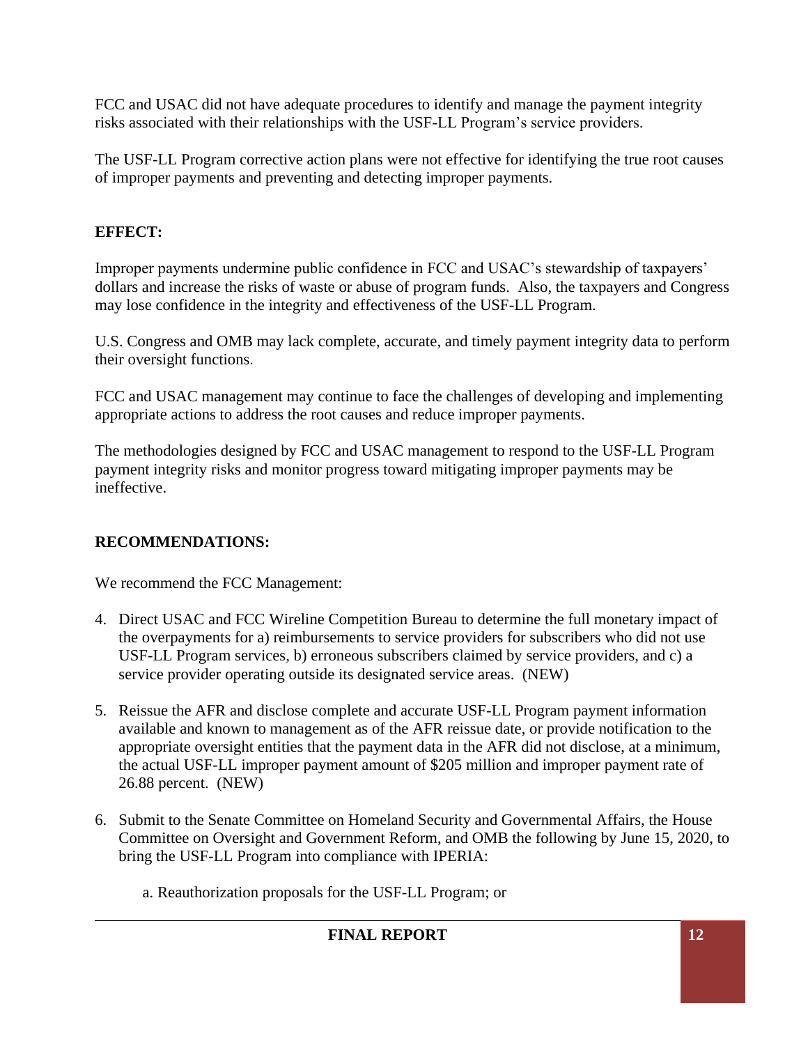FCC and USAC did not have adequate procedures to identify and manage the payment integrity risks associated with their relationships with the USF-LL Program's service providers.

The USF-LL Program corrective action plans were not effective for identifying the true root causes of improper payments and preventing and detecting improper payments.

**EFFECT:**

Improper payments undermine public confidence in FCC and USAC's stewardship of taxpayers' dollars and increase the risks of waste or abuse of program funds. Also, the taxpayers and Congress may lose confidence in the integrity and effectiveness of the USF-LL Program.

U.S. Congress and OMB may lack complete, accurate, and timely payment integrity data to perform their oversight functions.

FCC and USAC management may continue to face the challenges of developing and implementing appropriate actions to address the root causes and reduce improper payments.

The methodologies designed by FCC and USAC management to respond to the USF-LL Program payment integrity risks and monitor progress toward mitigating improper payments may be ineffective.

**RECOMMENDATIONS:**

We recommend the FCC Management:

4. Direct USAC and FCC Wireline Competition Bureau to determine the full monetary impact of the overpayments for a) reimbursements to service providers for subscribers who did not use USF-LL Program services, b) erroneous subscribers claimed by service providers, and c) a service provider operating outside its designated service areas. (NEW)

5. Reissue the AFR and disclose complete and accurate USF-LL Program payment information available and known to management as of the AFR reissue date, or provide notification to the appropriate oversight entities that the payment data in the AFR did not disclose, at a minimum, the actual USF-LL improper payment amount of $205 million and improper payment rate of 26.88 percent. (NEW)

6. Submit to the Senate Committee on Homeland Security and Governmental Affairs, the House Committee on Oversight and Government Reform, and OMB the following by June 15, 2020, to bring the USF-LL Program into compliance with IPERIA:

   a. Reauthorization proposals for the USF-LL Program; or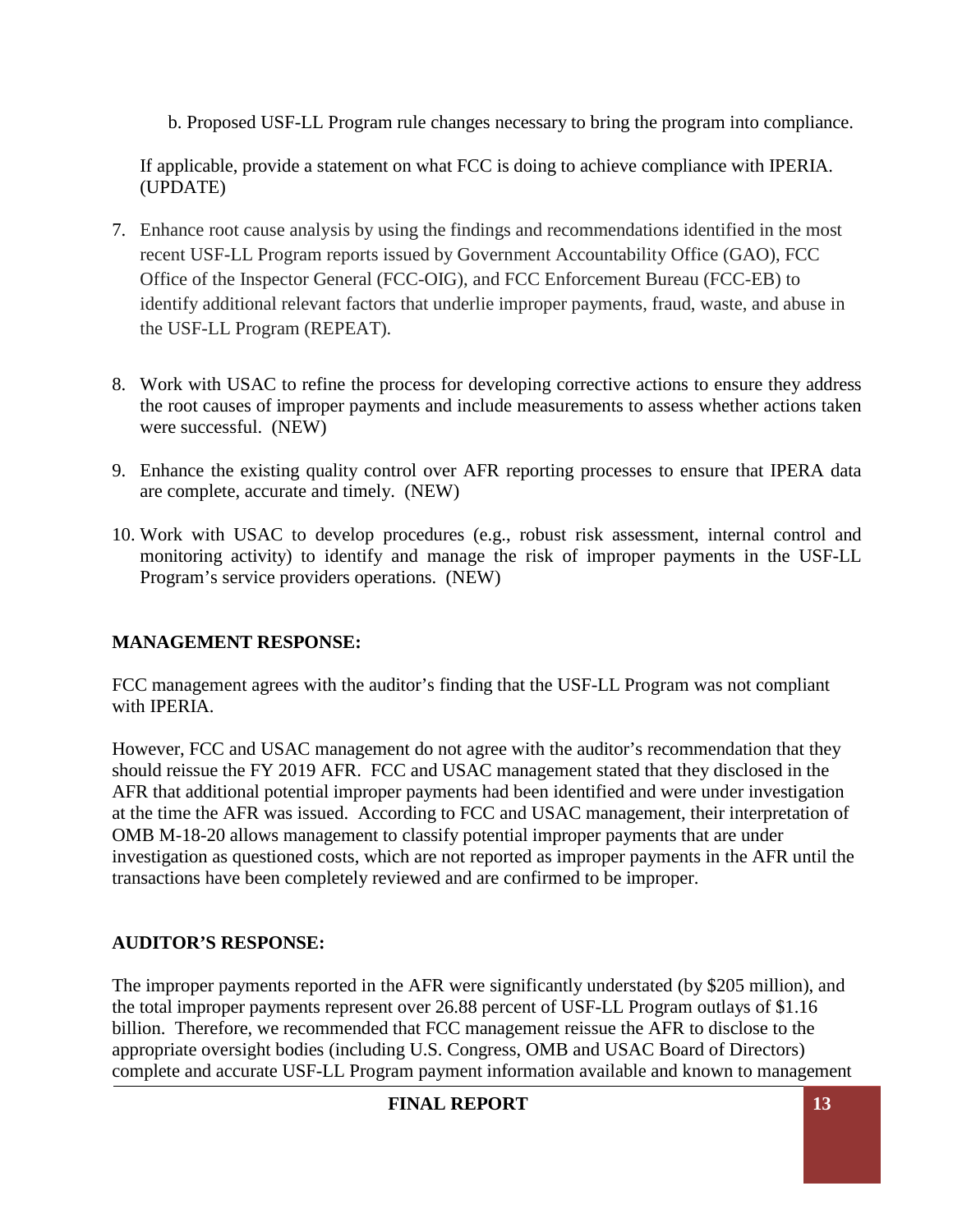b. Proposed USF-LL Program rule changes necessary to bring the program into compliance.

If applicable, provide a statement on what FCC is doing to achieve compliance with IPERIA. (UPDATE)

7. Enhance root cause analysis by using the findings and recommendations identified in the most recent USF-LL Program reports issued by Government Accountability Office (GAO), FCC Office of the Inspector General (FCC-OIG), and FCC Enforcement Bureau (FCC-EB) to identify additional relevant factors that underlie improper payments, fraud, waste, and abuse in the USF-LL Program (REPEAT).

8. Work with USAC to refine the process for developing corrective actions to ensure they address the root causes of improper payments and include measurements to assess whether actions taken were successful. (NEW)

9. Enhance the existing quality control over AFR reporting processes to ensure that IPERA data are complete, accurate and timely. (NEW)

10. Work with USAC to develop procedures (e.g., robust risk assessment, internal control and monitoring activity) to identify and manage the risk of improper payments in the USF-LL Program's service providers operations. (NEW)

**MANAGEMENT RESPONSE:**

FCC management agrees with the auditor's finding that the USF-LL Program was not compliant with IPERIA.

However, FCC and USAC management do not agree with the auditor's recommendation that they should reissue the FY 2019 AFR. FCC and USAC management stated that they disclosed in the AFR that additional potential improper payments had been identified and were under investigation at the time the AFR was issued. According to FCC and USAC management, their interpretation of OMB M-18-20 allows management to classify potential improper payments that are under investigation as questioned costs, which are not reported as improper payments in the AFR until the transactions have been completely reviewed and are confirmed to be improper.

**AUDITOR'S RESPONSE:**

The improper payments reported in the AFR were significantly understated (by $205 million), and the total improper payments represent over 26.88 percent of USF-LL Program outlays of $1.16 billion. Therefore, we recommended that FCC management reissue the AFR to disclose to the appropriate oversight bodies (including U.S. Congress, OMB and USAC Board of Directors) complete and accurate USF-LL Program payment information available and known to management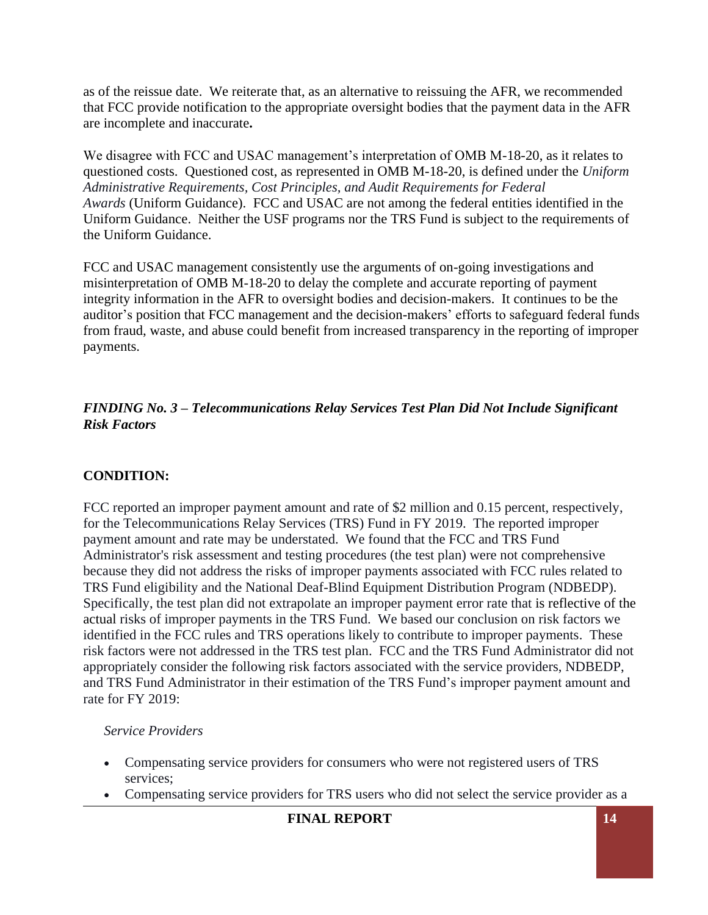as of the reissue date. We reiterate that, as an alternative to reissuing the AFR, we recommended that FCC provide notification to the appropriate oversight bodies that the payment data in the AFR are incomplete and inaccurate**.**

We disagree with FCC and USAC management's interpretation of OMB M-18-20, as it relates to questioned costs. Questioned cost, as represented in OMB M-18-20, is defined under the *Uniform Administrative Requirements, Cost Principles, and Audit Requirements for Federal Awards* (Uniform Guidance). FCC and USAC are not among the federal entities identified in the Uniform Guidance. Neither the USF programs nor the TRS Fund is subject to the requirements of the Uniform Guidance.

FCC and USAC management consistently use the arguments of on-going investigations and misinterpretation of OMB M-18-20 to delay the complete and accurate reporting of payment integrity information in the AFR to oversight bodies and decision-makers. It continues to be the auditor's position that FCC management and the decision-makers' efforts to safeguard federal funds from fraud, waste, and abuse could benefit from increased transparency in the reporting of improper payments.

### *FINDING No. 3 – Telecommunications Relay Services Test Plan Did Not Include Significant Risk Factors*

**CONDITION:**

FCC reported an improper payment amount and rate of $2 million and 0.15 percent, respectively, for the Telecommunications Relay Services (TRS) Fund in FY 2019. The reported improper payment amount and rate may be understated. We found that the FCC and TRS Fund Administrator's risk assessment and testing procedures (the test plan) were not comprehensive because they did not address the risks of improper payments associated with FCC rules related to TRS Fund eligibility and the National Deaf-Blind Equipment Distribution Program (NDBEDP). Specifically, the test plan did not extrapolate an improper payment error rate that is reflective of the actual risks of improper payments in the TRS Fund. We based our conclusion on risk factors we identified in the FCC rules and TRS operations likely to contribute to improper payments. These risk factors were not addressed in the TRS test plan. FCC and the TRS Fund Administrator did not appropriately consider the following risk factors associated with the service providers, NDBEDP, and TRS Fund Administrator in their estimation of the TRS Fund's improper payment amount and rate for FY 2019:

*Service Providers*

- Compensating service providers for consumers who were not registered users of TRS services;
- Compensating service providers for TRS users who did not select the service provider as a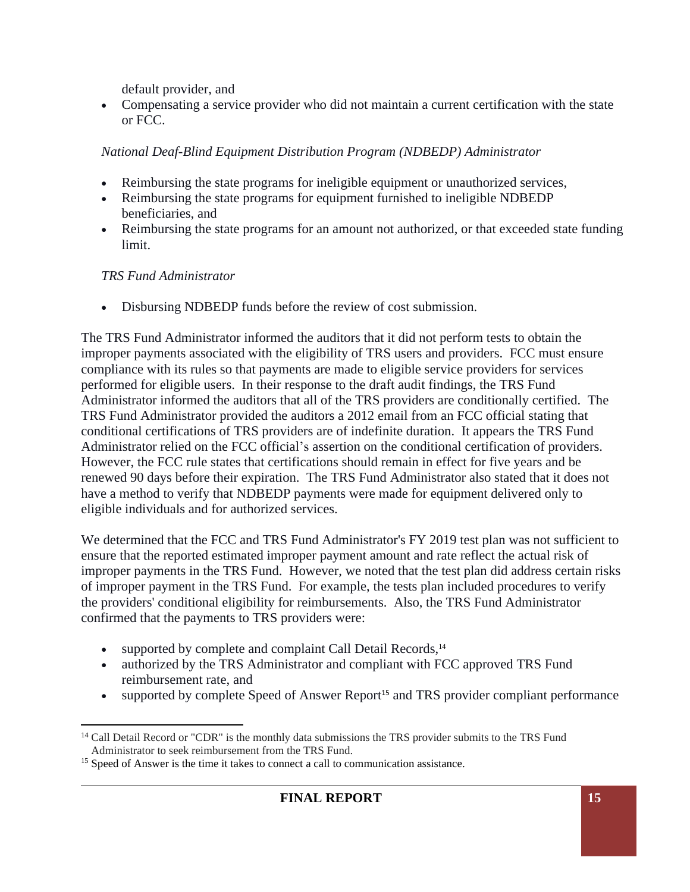default provider, and
- Compensating a service provider who did not maintain a current certification with the state or FCC.

*National Deaf-Blind Equipment Distribution Program (NDBEDP) Administrator*

- Reimbursing the state programs for ineligible equipment or unauthorized services,
- Reimbursing the state programs for equipment furnished to ineligible NDBEDP beneficiaries, and
- Reimbursing the state programs for an amount not authorized, or that exceeded state funding limit.

*TRS Fund Administrator*

- Disbursing NDBEDP funds before the review of cost submission.

The TRS Fund Administrator informed the auditors that it did not perform tests to obtain the improper payments associated with the eligibility of TRS users and providers. FCC must ensure compliance with its rules so that payments are made to eligible service providers for services performed for eligible users. In their response to the draft audit findings, the TRS Fund Administrator informed the auditors that all of the TRS providers are conditionally certified. The TRS Fund Administrator provided the auditors a 2012 email from an FCC official stating that conditional certifications of TRS providers are of indefinite duration. It appears the TRS Fund Administrator relied on the FCC official's assertion on the conditional certification of providers. However, the FCC rule states that certifications should remain in effect for five years and be renewed 90 days before their expiration. The TRS Fund Administrator also stated that it does not have a method to verify that NDBEDP payments were made for equipment delivered only to eligible individuals and for authorized services.

We determined that the FCC and TRS Fund Administrator's FY 2019 test plan was not sufficient to ensure that the reported estimated improper payment amount and rate reflect the actual risk of improper payments in the TRS Fund. However, we noted that the test plan did address certain risks of improper payment in the TRS Fund. For example, the tests plan included procedures to verify the providers' conditional eligibility for reimbursements. Also, the TRS Fund Administrator confirmed that the payments to TRS providers were:

- supported by complete and complaint Call Detail Records,[14]
- authorized by the TRS Administrator and compliant with FCC approved TRS Fund reimbursement rate, and
- supported by complete Speed of Answer Report[15] and TRS provider compliant performance

[14] Call Detail Record or "CDR" is the monthly data submissions the TRS provider submits to the TRS Fund Administrator to seek reimbursement from the TRS Fund.

[15] Speed of Answer is the time it takes to connect a call to communication assistance.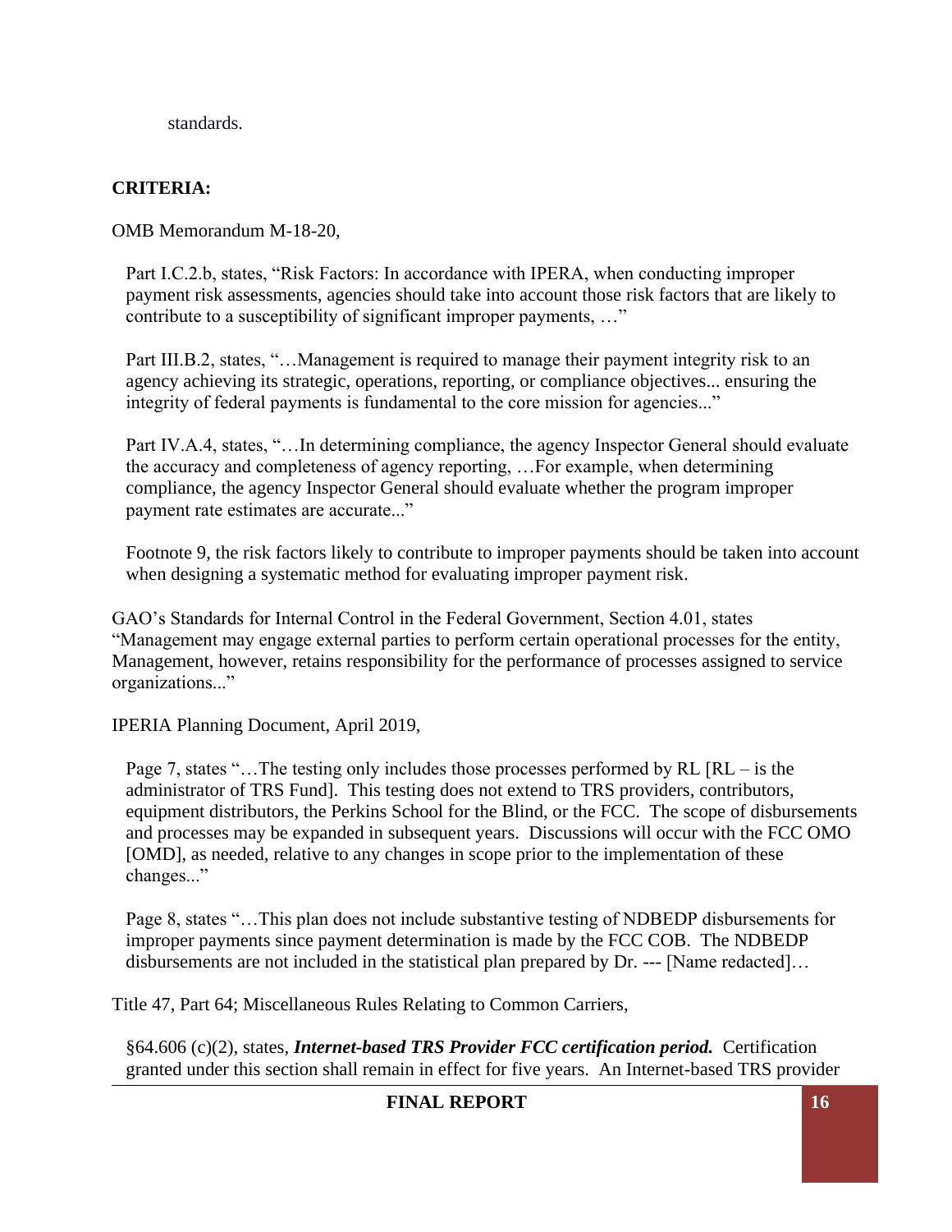standards.

**CRITERIA:**

OMB Memorandum M-18-20,

> Part I.C.2.b, states, "Risk Factors: In accordance with IPERA, when conducting improper payment risk assessments, agencies should take into account those risk factors that are likely to contribute to a susceptibility of significant improper payments, …"
>
> Part III.B.2, states, "…Management is required to manage their payment integrity risk to an agency achieving its strategic, operations, reporting, or compliance objectives... ensuring the integrity of federal payments is fundamental to the core mission for agencies..."
>
> Part IV.A.4, states, "…In determining compliance, the agency Inspector General should evaluate the accuracy and completeness of agency reporting, …For example, when determining compliance, the agency Inspector General should evaluate whether the program improper payment rate estimates are accurate..."
>
> Footnote 9, the risk factors likely to contribute to improper payments should be taken into account when designing a systematic method for evaluating improper payment risk.

GAO's Standards for Internal Control in the Federal Government, Section 4.01, states "Management may engage external parties to perform certain operational processes for the entity, Management, however, retains responsibility for the performance of processes assigned to service organizations..."

IPERIA Planning Document, April 2019,

> Page 7, states "…The testing only includes those processes performed by RL [RL – is the administrator of TRS Fund]. This testing does not extend to TRS providers, contributors, equipment distributors, the Perkins School for the Blind, or the FCC. The scope of disbursements and processes may be expanded in subsequent years. Discussions will occur with the FCC OMO [OMD], as needed, relative to any changes in scope prior to the implementation of these changes..."
>
> Page 8, states "…This plan does not include substantive testing of NDBEDP disbursements for improper payments since payment determination is made by the FCC COB. The NDBEDP disbursements are not included in the statistical plan prepared by Dr. --- [Name redacted]…

Title 47, Part 64; Miscellaneous Rules Relating to Common Carriers,

> §64.606 (c)(2), states, ***Internet-based TRS Provider FCC certification period.*** Certification granted under this section shall remain in effect for five years. An Internet-based TRS provider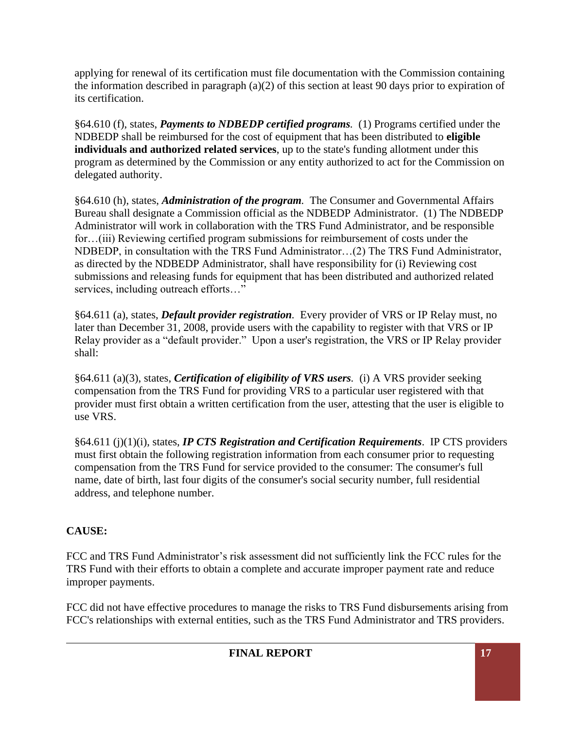applying for renewal of its certification must file documentation with the Commission containing the information described in paragraph (a)(2) of this section at least 90 days prior to expiration of its certification.

§64.610 (f), states, ***Payments to NDBEDP certified programs**.* (1) Programs certified under the NDBEDP shall be reimbursed for the cost of equipment that has been distributed to **eligible individuals and authorized related services**, up to the state's funding allotment under this program as determined by the Commission or any entity authorized to act for the Commission on delegated authority.

§64.610 (h), states, ***Administration of the program**.* The Consumer and Governmental Affairs Bureau shall designate a Commission official as the NDBEDP Administrator. (1) The NDBEDP Administrator will work in collaboration with the TRS Fund Administrator, and be responsible for…(iii) Reviewing certified program submissions for reimbursement of costs under the NDBEDP, in consultation with the TRS Fund Administrator…(2) The TRS Fund Administrator, as directed by the NDBEDP Administrator, shall have responsibility for (i) Reviewing cost submissions and releasing funds for equipment that has been distributed and authorized related services, including outreach efforts…"

§64.611 (a), states, ***Default provider registration**.* Every provider of VRS or IP Relay must, no later than December 31, 2008, provide users with the capability to register with that VRS or IP Relay provider as a "default provider." Upon a user's registration, the VRS or IP Relay provider shall:

§64.611 (a)(3), states, ***Certification of eligibility of VRS users**.* (i) A VRS provider seeking compensation from the TRS Fund for providing VRS to a particular user registered with that provider must first obtain a written certification from the user, attesting that the user is eligible to use VRS.

§64.611 (j)(1)(i), states, ***IP CTS Registration and Certification Requirements***. IP CTS providers must first obtain the following registration information from each consumer prior to requesting compensation from the TRS Fund for service provided to the consumer: The consumer's full name, date of birth, last four digits of the consumer's social security number, full residential address, and telephone number.

**CAUSE:**

FCC and TRS Fund Administrator's risk assessment did not sufficiently link the FCC rules for the TRS Fund with their efforts to obtain a complete and accurate improper payment rate and reduce improper payments.

FCC did not have effective procedures to manage the risks to TRS Fund disbursements arising from FCC's relationships with external entities, such as the TRS Fund Administrator and TRS providers.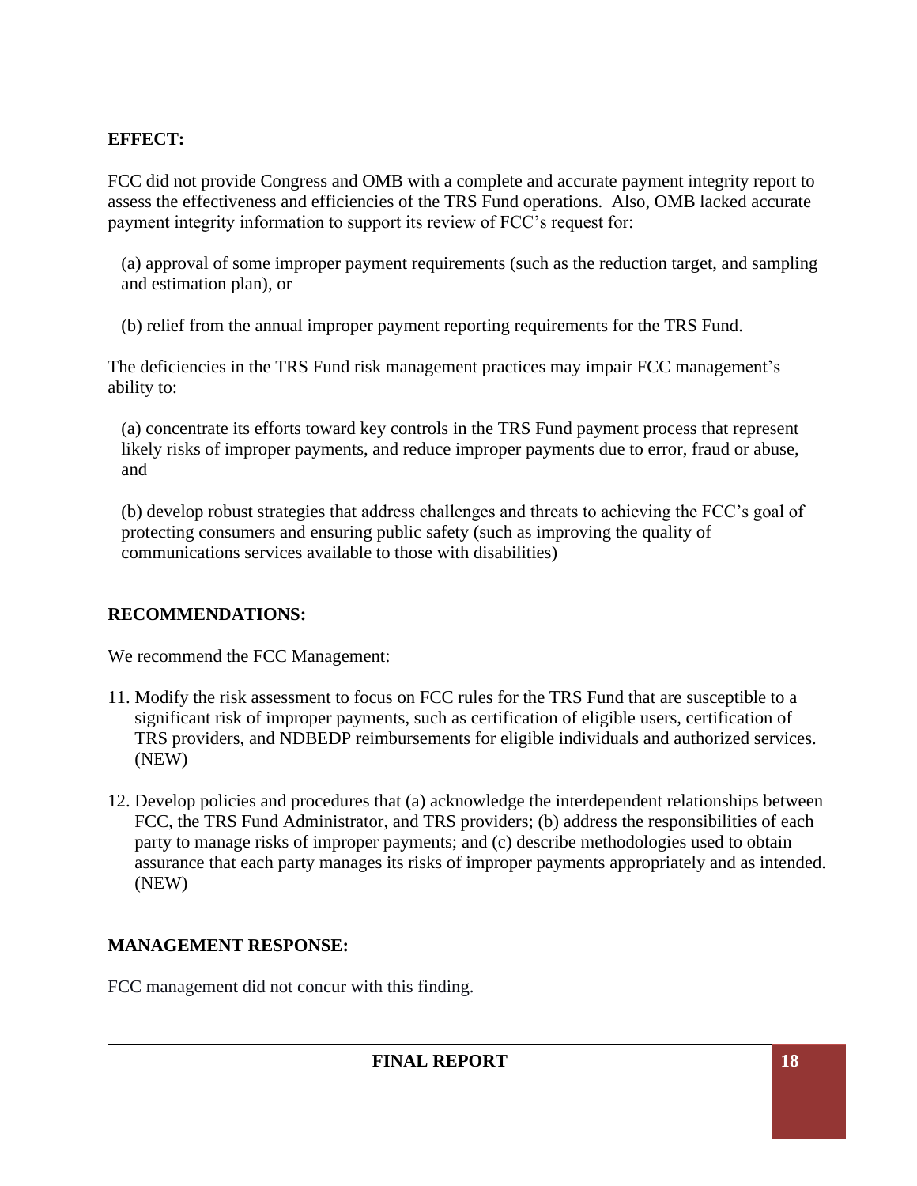**EFFECT:**

FCC did not provide Congress and OMB with a complete and accurate payment integrity report to assess the effectiveness and efficiencies of the TRS Fund operations. Also, OMB lacked accurate payment integrity information to support its review of FCC's request for:

(a) approval of some improper payment requirements (such as the reduction target, and sampling and estimation plan), or

(b) relief from the annual improper payment reporting requirements for the TRS Fund.

The deficiencies in the TRS Fund risk management practices may impair FCC management's ability to:

(a) concentrate its efforts toward key controls in the TRS Fund payment process that represent likely risks of improper payments, and reduce improper payments due to error, fraud or abuse, and

(b) develop robust strategies that address challenges and threats to achieving the FCC's goal of protecting consumers and ensuring public safety (such as improving the quality of communications services available to those with disabilities)

**RECOMMENDATIONS:**

We recommend the FCC Management:

11. Modify the risk assessment to focus on FCC rules for the TRS Fund that are susceptible to a significant risk of improper payments, such as certification of eligible users, certification of TRS providers, and NDBEDP reimbursements for eligible individuals and authorized services. (NEW)

12. Develop policies and procedures that (a) acknowledge the interdependent relationships between FCC, the TRS Fund Administrator, and TRS providers; (b) address the responsibilities of each party to manage risks of improper payments; and (c) describe methodologies used to obtain assurance that each party manages its risks of improper payments appropriately and as intended. (NEW)

**MANAGEMENT RESPONSE:**

FCC management did not concur with this finding.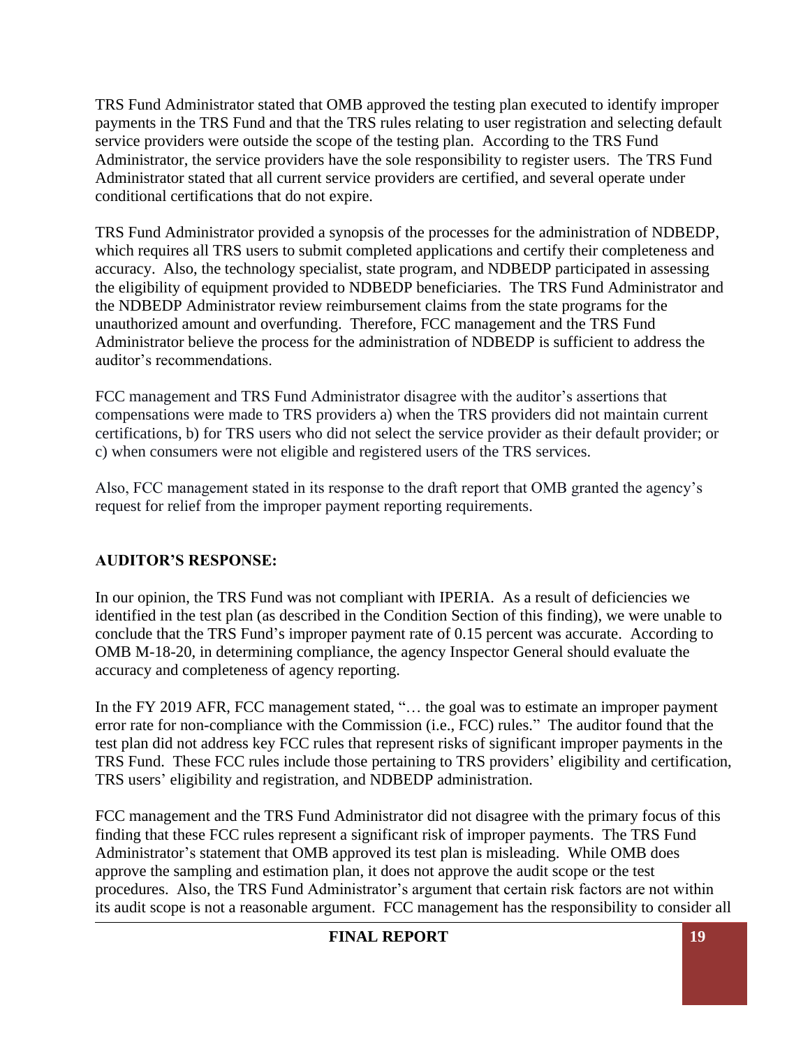TRS Fund Administrator stated that OMB approved the testing plan executed to identify improper payments in the TRS Fund and that the TRS rules relating to user registration and selecting default service providers were outside the scope of the testing plan. According to the TRS Fund Administrator, the service providers have the sole responsibility to register users. The TRS Fund Administrator stated that all current service providers are certified, and several operate under conditional certifications that do not expire.

TRS Fund Administrator provided a synopsis of the processes for the administration of NDBEDP, which requires all TRS users to submit completed applications and certify their completeness and accuracy. Also, the technology specialist, state program, and NDBEDP participated in assessing the eligibility of equipment provided to NDBEDP beneficiaries. The TRS Fund Administrator and the NDBEDP Administrator review reimbursement claims from the state programs for the unauthorized amount and overfunding. Therefore, FCC management and the TRS Fund Administrator believe the process for the administration of NDBEDP is sufficient to address the auditor's recommendations.

FCC management and TRS Fund Administrator disagree with the auditor's assertions that compensations were made to TRS providers a) when the TRS providers did not maintain current certifications, b) for TRS users who did not select the service provider as their default provider; or c) when consumers were not eligible and registered users of the TRS services.

Also, FCC management stated in its response to the draft report that OMB granted the agency's request for relief from the improper payment reporting requirements.

**AUDITOR'S RESPONSE:**

In our opinion, the TRS Fund was not compliant with IPERIA. As a result of deficiencies we identified in the test plan (as described in the Condition Section of this finding), we were unable to conclude that the TRS Fund's improper payment rate of 0.15 percent was accurate. According to OMB M-18-20, in determining compliance, the agency Inspector General should evaluate the accuracy and completeness of agency reporting.

In the FY 2019 AFR, FCC management stated, "… the goal was to estimate an improper payment error rate for non-compliance with the Commission (i.e., FCC) rules." The auditor found that the test plan did not address key FCC rules that represent risks of significant improper payments in the TRS Fund. These FCC rules include those pertaining to TRS providers' eligibility and certification, TRS users' eligibility and registration, and NDBEDP administration.

FCC management and the TRS Fund Administrator did not disagree with the primary focus of this finding that these FCC rules represent a significant risk of improper payments. The TRS Fund Administrator's statement that OMB approved its test plan is misleading. While OMB does approve the sampling and estimation plan, it does not approve the audit scope or the test procedures. Also, the TRS Fund Administrator's argument that certain risk factors are not within its audit scope is not a reasonable argument. FCC management has the responsibility to consider all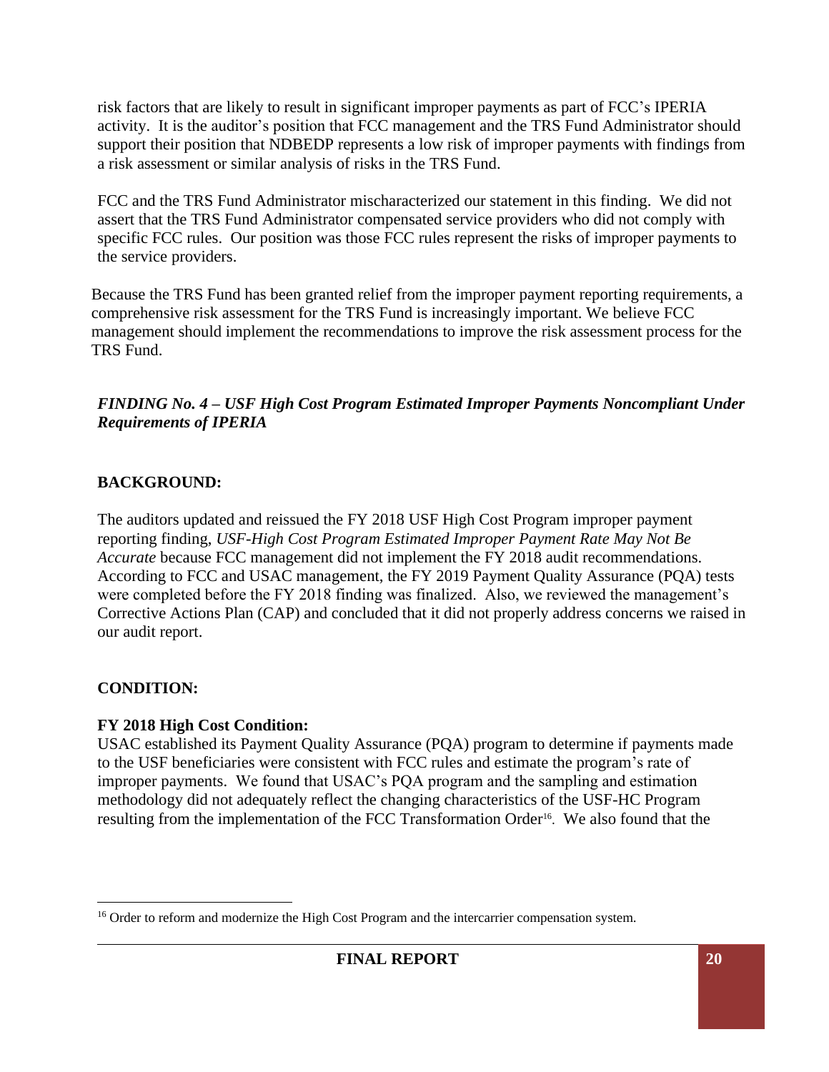risk factors that are likely to result in significant improper payments as part of FCC's IPERIA activity. It is the auditor's position that FCC management and the TRS Fund Administrator should support their position that NDBEDP represents a low risk of improper payments with findings from a risk assessment or similar analysis of risks in the TRS Fund.

FCC and the TRS Fund Administrator mischaracterized our statement in this finding. We did not assert that the TRS Fund Administrator compensated service providers who did not comply with specific FCC rules. Our position was those FCC rules represent the risks of improper payments to the service providers.

Because the TRS Fund has been granted relief from the improper payment reporting requirements, a comprehensive risk assessment for the TRS Fund is increasingly important. We believe FCC management should implement the recommendations to improve the risk assessment process for the TRS Fund.

***FINDING No. 4 – USF High Cost Program Estimated Improper Payments Noncompliant Under Requirements of IPERIA***

**BACKGROUND:**

The auditors updated and reissued the FY 2018 USF High Cost Program improper payment reporting finding, *USF-High Cost Program Estimated Improper Payment Rate May Not Be Accurate* because FCC management did not implement the FY 2018 audit recommendations. According to FCC and USAC management, the FY 2019 Payment Quality Assurance (PQA) tests were completed before the FY 2018 finding was finalized. Also, we reviewed the management's Corrective Actions Plan (CAP) and concluded that it did not properly address concerns we raised in our audit report.

**CONDITION:**

**FY 2018 High Cost Condition:**

USAC established its Payment Quality Assurance (PQA) program to determine if payments made to the USF beneficiaries were consistent with FCC rules and estimate the program's rate of improper payments. We found that USAC's PQA program and the sampling and estimation methodology did not adequately reflect the changing characteristics of the USF-HC Program resulting from the implementation of the FCC Transformation Order[16]. We also found that the

[16] Order to reform and modernize the High Cost Program and the intercarrier compensation system.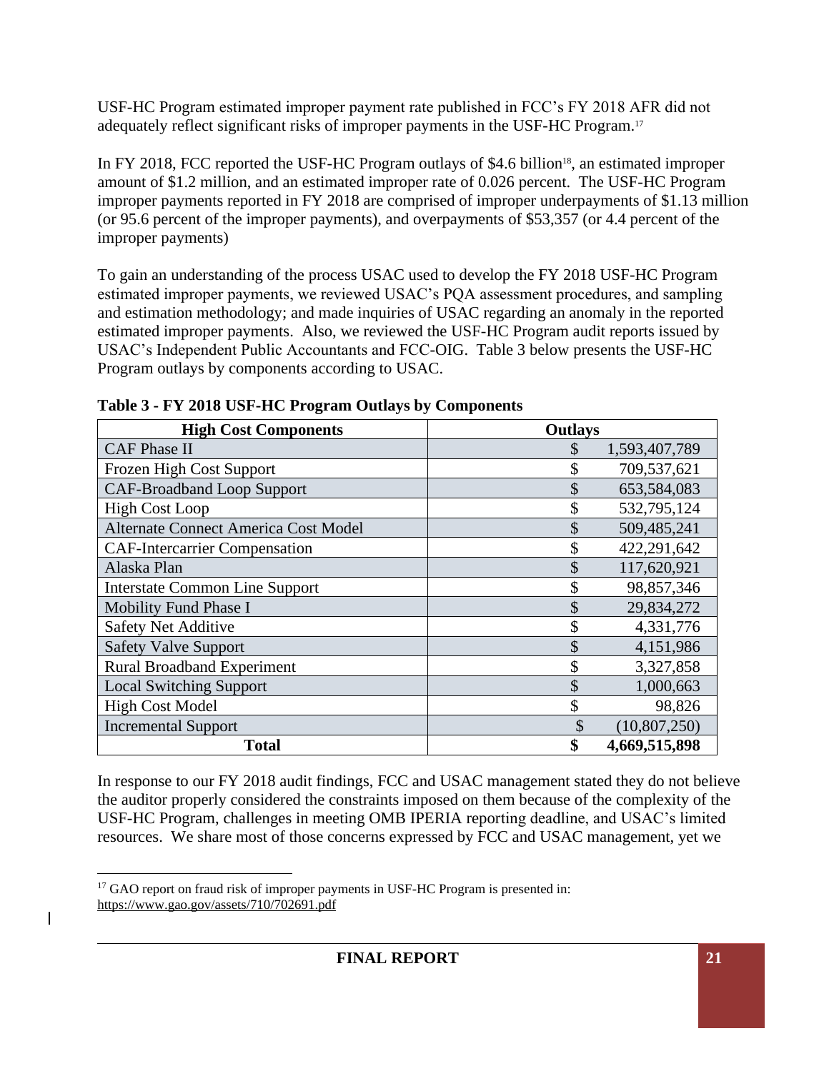USF-HC Program estimated improper payment rate published in FCC's FY 2018 AFR did not adequately reflect significant risks of improper payments in the USF-HC Program.[17]

In FY 2018, FCC reported the USF-HC Program outlays of $4.6 billion[18], an estimated improper amount of $1.2 million, and an estimated improper rate of 0.026 percent. The USF-HC Program improper payments reported in FY 2018 are comprised of improper underpayments of $1.13 million (or 95.6 percent of the improper payments), and overpayments of $53,357 (or 4.4 percent of the improper payments)

To gain an understanding of the process USAC used to develop the FY 2018 USF-HC Program estimated improper payments, we reviewed USAC's PQA assessment procedures, and sampling and estimation methodology; and made inquiries of USAC regarding an anomaly in the reported estimated improper payments. Also, we reviewed the USF-HC Program audit reports issued by USAC's Independent Public Accountants and FCC-OIG. Table 3 below presents the USF-HC Program outlays by components according to USAC.

**Table 3 - FY 2018 USF-HC Program Outlays by Components**

| High Cost Components | Outlays |
|---|---|
| CAF Phase II | $ 1,593,407,789 |
| Frozen High Cost Support | $ 709,537,621 |
| CAF-Broadband Loop Support | $ 653,584,083 |
| High Cost Loop | $ 532,795,124 |
| Alternate Connect America Cost Model | $ 509,485,241 |
| CAF-Intercarrier Compensation | $ 422,291,642 |
| Alaska Plan | $ 117,620,921 |
| Interstate Common Line Support | $ 98,857,346 |
| Mobility Fund Phase I | $ 29,834,272 |
| Safety Net Additive | $ 4,331,776 |
| Safety Valve Support | $ 4,151,986 |
| Rural Broadband Experiment | $ 3,327,858 |
| Local Switching Support | $ 1,000,663 |
| High Cost Model | $ 98,826 |
| Incremental Support | $ (10,807,250) |
| **Total** | **$ 4,669,515,898** |

In response to our FY 2018 audit findings, FCC and USAC management stated they do not believe the auditor properly considered the constraints imposed on them because of the complexity of the USF-HC Program, challenges in meeting OMB IPERIA reporting deadline, and USAC's limited resources. We share most of those concerns expressed by FCC and USAC management, yet we

[17] GAO report on fraud risk of improper payments in USF-HC Program is presented in: https://www.gao.gov/assets/710/702691.pdf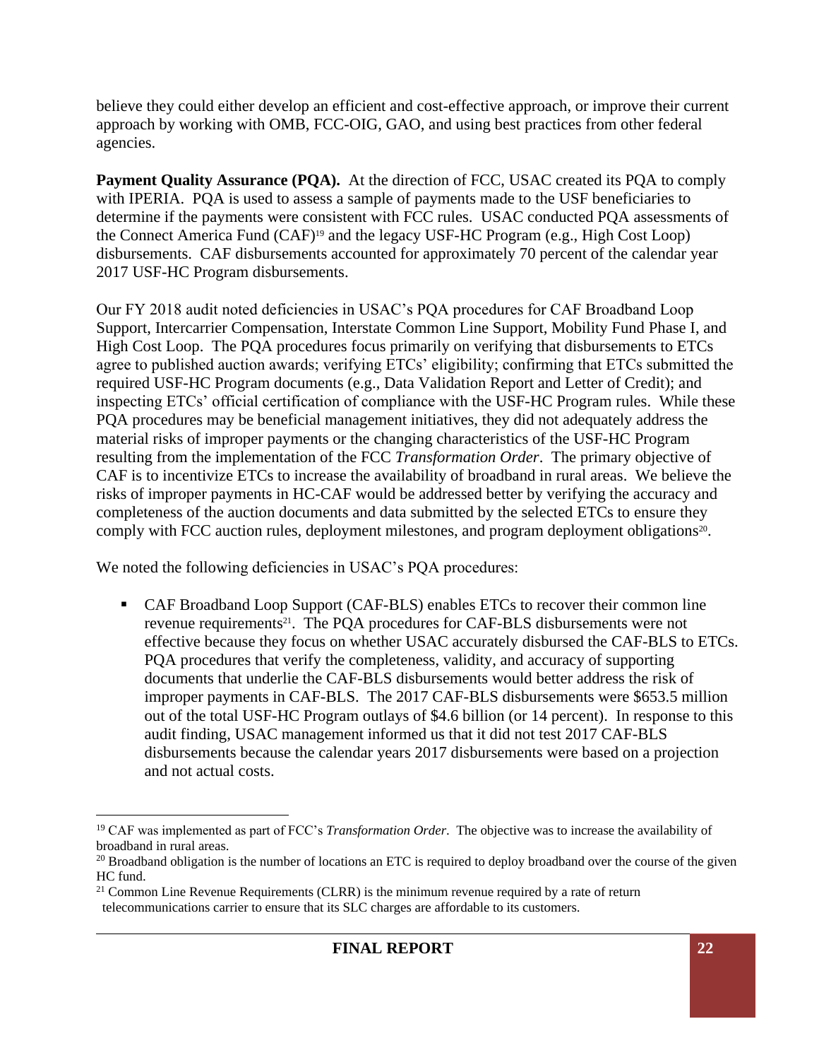believe they could either develop an efficient and cost-effective approach, or improve their current approach by working with OMB, FCC-OIG, GAO, and using best practices from other federal agencies.

**Payment Quality Assurance (PQA).** At the direction of FCC, USAC created its PQA to comply with IPERIA. PQA is used to assess a sample of payments made to the USF beneficiaries to determine if the payments were consistent with FCC rules. USAC conducted PQA assessments of the Connect America Fund (CAF)[19] and the legacy USF-HC Program (e.g., High Cost Loop) disbursements. CAF disbursements accounted for approximately 70 percent of the calendar year 2017 USF-HC Program disbursements.

Our FY 2018 audit noted deficiencies in USAC's PQA procedures for CAF Broadband Loop Support, Intercarrier Compensation, Interstate Common Line Support, Mobility Fund Phase I, and High Cost Loop. The PQA procedures focus primarily on verifying that disbursements to ETCs agree to published auction awards; verifying ETCs' eligibility; confirming that ETCs submitted the required USF-HC Program documents (e.g., Data Validation Report and Letter of Credit); and inspecting ETCs' official certification of compliance with the USF-HC Program rules. While these PQA procedures may be beneficial management initiatives, they did not adequately address the material risks of improper payments or the changing characteristics of the USF-HC Program resulting from the implementation of the FCC *Transformation Order*. The primary objective of CAF is to incentivize ETCs to increase the availability of broadband in rural areas. We believe the risks of improper payments in HC-CAF would be addressed better by verifying the accuracy and completeness of the auction documents and data submitted by the selected ETCs to ensure they comply with FCC auction rules, deployment milestones, and program deployment obligations[20].

We noted the following deficiencies in USAC's PQA procedures:

- CAF Broadband Loop Support (CAF-BLS) enables ETCs to recover their common line revenue requirements[21]. The PQA procedures for CAF-BLS disbursements were not effective because they focus on whether USAC accurately disbursed the CAF-BLS to ETCs. PQA procedures that verify the completeness, validity, and accuracy of supporting documents that underlie the CAF-BLS disbursements would better address the risk of improper payments in CAF-BLS. The 2017 CAF-BLS disbursements were \$653.5 million out of the total USF-HC Program outlays of \$4.6 billion (or 14 percent). In response to this audit finding, USAC management informed us that it did not test 2017 CAF-BLS disbursements because the calendar years 2017 disbursements were based on a projection and not actual costs.

---

[19] CAF was implemented as part of FCC's *Transformation Order*. The objective was to increase the availability of broadband in rural areas.

[20] Broadband obligation is the number of locations an ETC is required to deploy broadband over the course of the given HC fund.

[21] Common Line Revenue Requirements (CLRR) is the minimum revenue required by a rate of return telecommunications carrier to ensure that its SLC charges are affordable to its customers.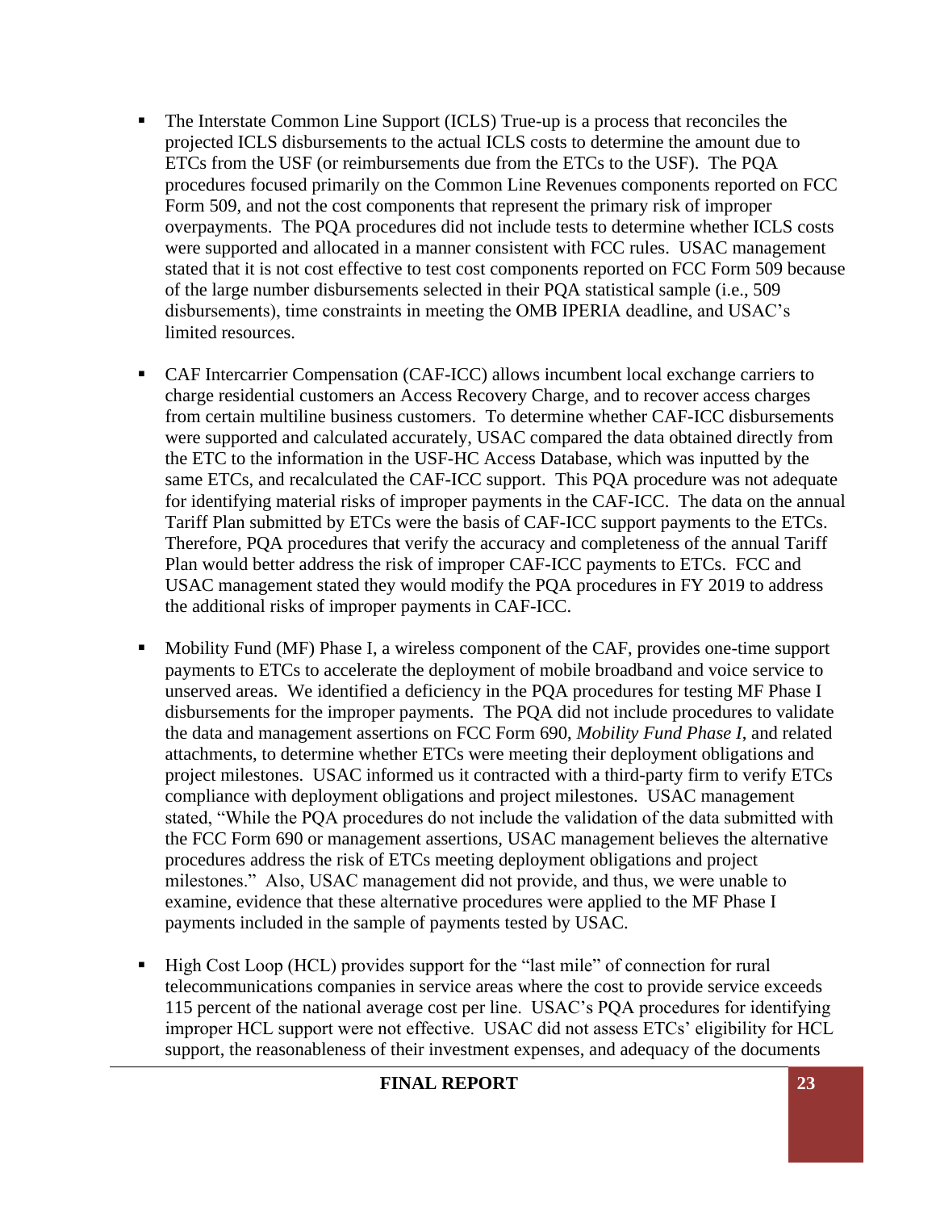- The Interstate Common Line Support (ICLS) True-up is a process that reconciles the projected ICLS disbursements to the actual ICLS costs to determine the amount due to ETCs from the USF (or reimbursements due from the ETCs to the USF). The PQA procedures focused primarily on the Common Line Revenues components reported on FCC Form 509, and not the cost components that represent the primary risk of improper overpayments. The PQA procedures did not include tests to determine whether ICLS costs were supported and allocated in a manner consistent with FCC rules. USAC management stated that it is not cost effective to test cost components reported on FCC Form 509 because of the large number disbursements selected in their PQA statistical sample (i.e., 509 disbursements), time constraints in meeting the OMB IPERIA deadline, and USAC's limited resources.

- CAF Intercarrier Compensation (CAF-ICC) allows incumbent local exchange carriers to charge residential customers an Access Recovery Charge, and to recover access charges from certain multiline business customers. To determine whether CAF-ICC disbursements were supported and calculated accurately, USAC compared the data obtained directly from the ETC to the information in the USF-HC Access Database, which was inputted by the same ETCs, and recalculated the CAF-ICC support. This PQA procedure was not adequate for identifying material risks of improper payments in the CAF-ICC. The data on the annual Tariff Plan submitted by ETCs were the basis of CAF-ICC support payments to the ETCs. Therefore, PQA procedures that verify the accuracy and completeness of the annual Tariff Plan would better address the risk of improper CAF-ICC payments to ETCs. FCC and USAC management stated they would modify the PQA procedures in FY 2019 to address the additional risks of improper payments in CAF-ICC.

- Mobility Fund (MF) Phase I, a wireless component of the CAF, provides one-time support payments to ETCs to accelerate the deployment of mobile broadband and voice service to unserved areas. We identified a deficiency in the PQA procedures for testing MF Phase I disbursements for the improper payments. The PQA did not include procedures to validate the data and management assertions on FCC Form 690, *Mobility Fund Phase I*, and related attachments, to determine whether ETCs were meeting their deployment obligations and project milestones. USAC informed us it contracted with a third-party firm to verify ETCs compliance with deployment obligations and project milestones. USAC management stated, "While the PQA procedures do not include the validation of the data submitted with the FCC Form 690 or management assertions, USAC management believes the alternative procedures address the risk of ETCs meeting deployment obligations and project milestones." Also, USAC management did not provide, and thus, we were unable to examine, evidence that these alternative procedures were applied to the MF Phase I payments included in the sample of payments tested by USAC.

- High Cost Loop (HCL) provides support for the "last mile" of connection for rural telecommunications companies in service areas where the cost to provide service exceeds 115 percent of the national average cost per line. USAC's PQA procedures for identifying improper HCL support were not effective. USAC did not assess ETCs' eligibility for HCL support, the reasonableness of their investment expenses, and adequacy of the documents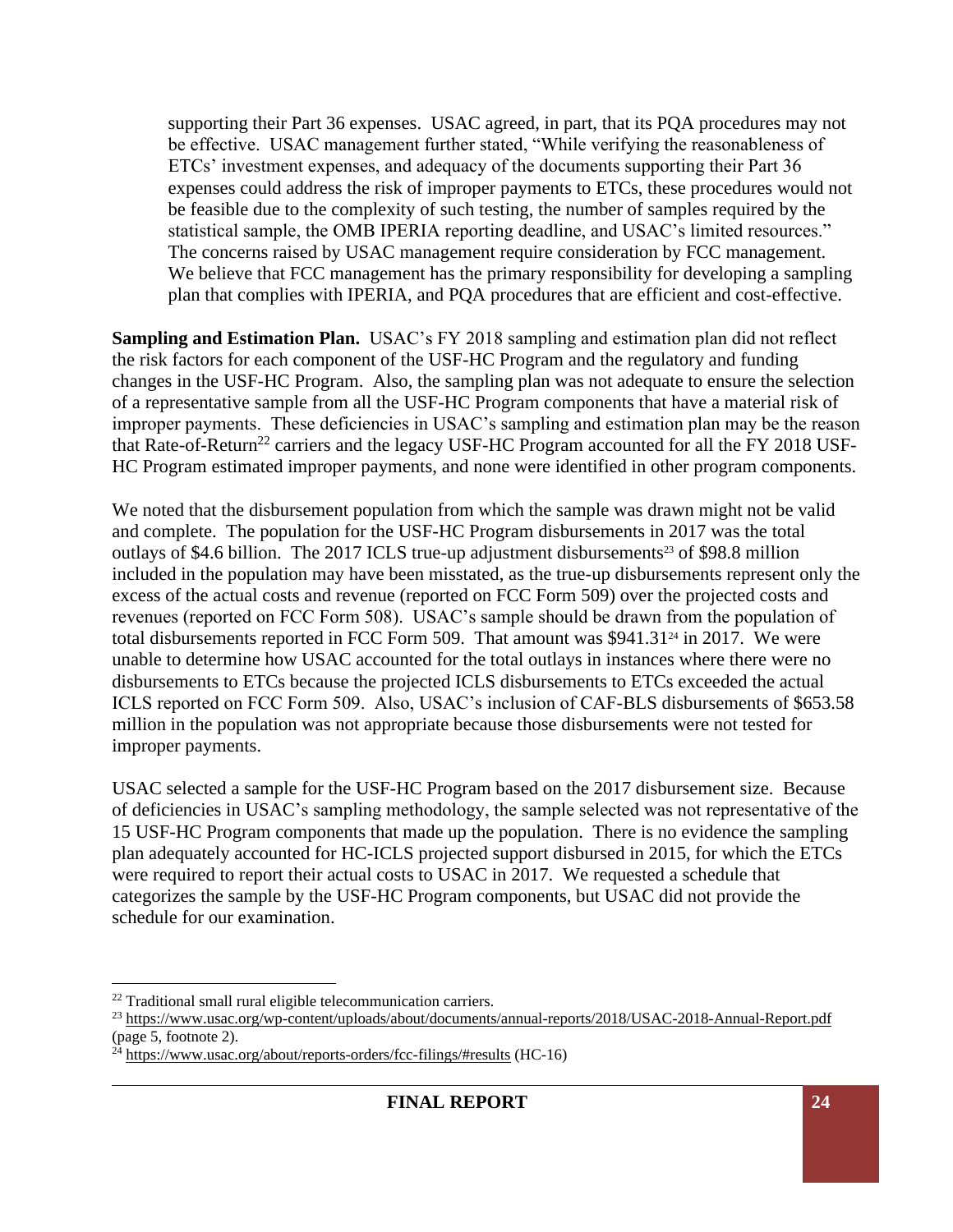supporting their Part 36 expenses. USAC agreed, in part, that its PQA procedures may not be effective. USAC management further stated, "While verifying the reasonableness of ETCs' investment expenses, and adequacy of the documents supporting their Part 36 expenses could address the risk of improper payments to ETCs, these procedures would not be feasible due to the complexity of such testing, the number of samples required by the statistical sample, the OMB IPERIA reporting deadline, and USAC's limited resources." The concerns raised by USAC management require consideration by FCC management. We believe that FCC management has the primary responsibility for developing a sampling plan that complies with IPERIA, and PQA procedures that are efficient and cost-effective.

**Sampling and Estimation Plan.** USAC's FY 2018 sampling and estimation plan did not reflect the risk factors for each component of the USF-HC Program and the regulatory and funding changes in the USF-HC Program. Also, the sampling plan was not adequate to ensure the selection of a representative sample from all the USF-HC Program components that have a material risk of improper payments. These deficiencies in USAC's sampling and estimation plan may be the reason that Rate-of-Return[22] carriers and the legacy USF-HC Program accounted for all the FY 2018 USF-HC Program estimated improper payments, and none were identified in other program components.

We noted that the disbursement population from which the sample was drawn might not be valid and complete. The population for the USF-HC Program disbursements in 2017 was the total outlays of $4.6 billion. The 2017 ICLS true-up adjustment disbursements[23] of $98.8 million included in the population may have been misstated, as the true-up disbursements represent only the excess of the actual costs and revenue (reported on FCC Form 509) over the projected costs and revenues (reported on FCC Form 508). USAC's sample should be drawn from the population of total disbursements reported in FCC Form 509. That amount was $941.31[24] in 2017. We were unable to determine how USAC accounted for the total outlays in instances where there were no disbursements to ETCs because the projected ICLS disbursements to ETCs exceeded the actual ICLS reported on FCC Form 509. Also, USAC's inclusion of CAF-BLS disbursements of $653.58 million in the population was not appropriate because those disbursements were not tested for improper payments.

USAC selected a sample for the USF-HC Program based on the 2017 disbursement size. Because of deficiencies in USAC's sampling methodology, the sample selected was not representative of the 15 USF-HC Program components that made up the population. There is no evidence the sampling plan adequately accounted for HC-ICLS projected support disbursed in 2015, for which the ETCs were required to report their actual costs to USAC in 2017. We requested a schedule that categorizes the sample by the USF-HC Program components, but USAC did not provide the schedule for our examination.

---

[22] Traditional small rural eligible telecommunication carriers.

[23] https://www.usac.org/wp-content/uploads/about/documents/annual-reports/2018/USAC-2018-Annual-Report.pdf (page 5, footnote 2).

[24] https://www.usac.org/about/reports-orders/fcc-filings/#results (HC-16)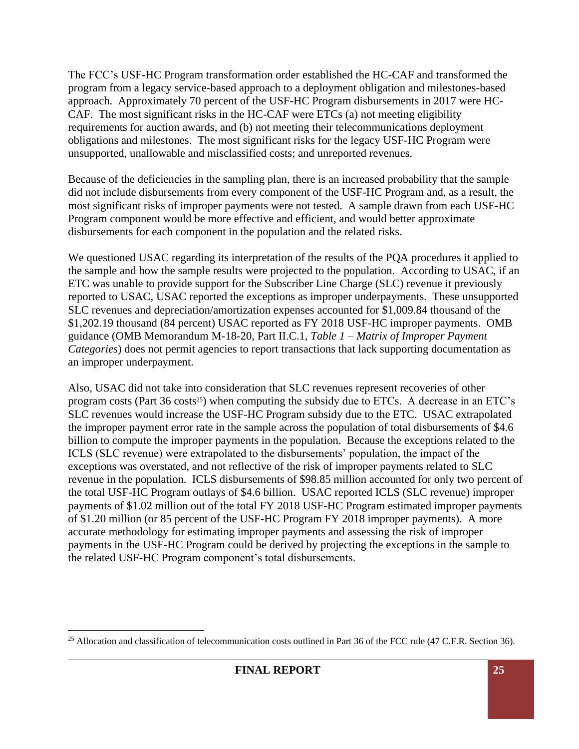The FCC's USF-HC Program transformation order established the HC-CAF and transformed the program from a legacy service-based approach to a deployment obligation and milestones-based approach. Approximately 70 percent of the USF-HC Program disbursements in 2017 were HC-CAF. The most significant risks in the HC-CAF were ETCs (a) not meeting eligibility requirements for auction awards, and (b) not meeting their telecommunications deployment obligations and milestones. The most significant risks for the legacy USF-HC Program were unsupported, unallowable and misclassified costs; and unreported revenues.

Because of the deficiencies in the sampling plan, there is an increased probability that the sample did not include disbursements from every component of the USF-HC Program and, as a result, the most significant risks of improper payments were not tested. A sample drawn from each USF-HC Program component would be more effective and efficient, and would better approximate disbursements for each component in the population and the related risks.

We questioned USAC regarding its interpretation of the results of the PQA procedures it applied to the sample and how the sample results were projected to the population. According to USAC, if an ETC was unable to provide support for the Subscriber Line Charge (SLC) revenue it previously reported to USAC, USAC reported the exceptions as improper underpayments. These unsupported SLC revenues and depreciation/amortization expenses accounted for $1,009.84 thousand of the $1,202.19 thousand (84 percent) USAC reported as FY 2018 USF-HC improper payments. OMB guidance (OMB Memorandum M-18-20, Part II.C.1, *Table 1 – Matrix of Improper Payment Categories*) does not permit agencies to report transactions that lack supporting documentation as an improper underpayment.

Also, USAC did not take into consideration that SLC revenues represent recoveries of other program costs (Part 36 costs[25]) when computing the subsidy due to ETCs. A decrease in an ETC's SLC revenues would increase the USF-HC Program subsidy due to the ETC. USAC extrapolated the improper payment error rate in the sample across the population of total disbursements of $4.6 billion to compute the improper payments in the population. Because the exceptions related to the ICLS (SLC revenue) were extrapolated to the disbursements' population, the impact of the exceptions was overstated, and not reflective of the risk of improper payments related to SLC revenue in the population. ICLS disbursements of $98.85 million accounted for only two percent of the total USF-HC Program outlays of $4.6 billion. USAC reported ICLS (SLC revenue) improper payments of $1.02 million out of the total FY 2018 USF-HC Program estimated improper payments of $1.20 million (or 85 percent of the USF-HC Program FY 2018 improper payments). A more accurate methodology for estimating improper payments and assessing the risk of improper payments in the USF-HC Program could be derived by projecting the exceptions in the sample to the related USF-HC Program component's total disbursements.

---

[25] Allocation and classification of telecommunication costs outlined in Part 36 of the FCC rule (47 C.F.R. Section 36).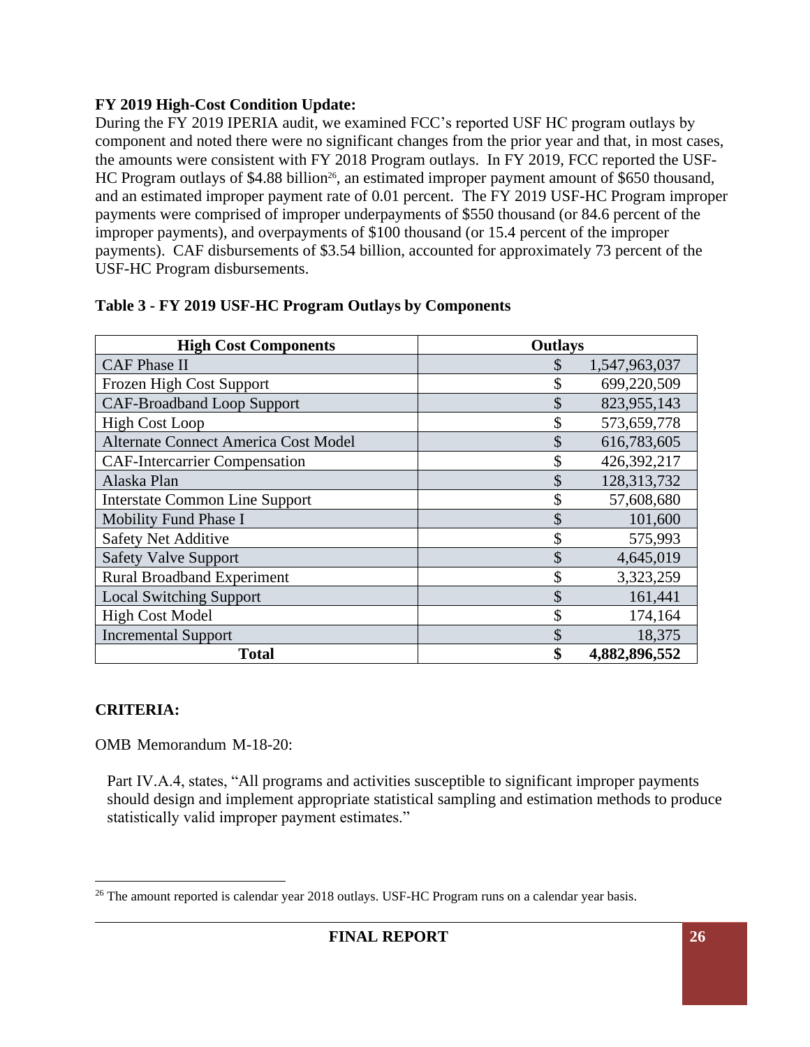**FY 2019 High-Cost Condition Update:**

During the FY 2019 IPERIA audit, we examined FCC's reported USF HC program outlays by component and noted there were no significant changes from the prior year and that, in most cases, the amounts were consistent with FY 2018 Program outlays. In FY 2019, FCC reported the USF-HC Program outlays of $4.88 billion[26], an estimated improper payment amount of $650 thousand, and an estimated improper payment rate of 0.01 percent. The FY 2019 USF-HC Program improper payments were comprised of improper underpayments of $550 thousand (or 84.6 percent of the improper payments), and overpayments of $100 thousand (or 15.4 percent of the improper payments). CAF disbursements of $3.54 billion, accounted for approximately 73 percent of the USF-HC Program disbursements.

**Table 3 - FY 2019 USF-HC Program Outlays by Components**

| High Cost Components | Outlays |
|---|---|
| CAF Phase II | $ 1,547,963,037 |
| Frozen High Cost Support | $ 699,220,509 |
| CAF-Broadband Loop Support | $ 823,955,143 |
| High Cost Loop | $ 573,659,778 |
| Alternate Connect America Cost Model | $ 616,783,605 |
| CAF-Intercarrier Compensation | $ 426,392,217 |
| Alaska Plan | $ 128,313,732 |
| Interstate Common Line Support | $ 57,608,680 |
| Mobility Fund Phase I | $ 101,600 |
| Safety Net Additive | $ 575,993 |
| Safety Valve Support | $ 4,645,019 |
| Rural Broadband Experiment | $ 3,323,259 |
| Local Switching Support | $ 161,441 |
| High Cost Model | $ 174,164 |
| Incremental Support | $ 18,375 |
| **Total** | **$ 4,882,896,552** |

**CRITERIA:**

OMB Memorandum M-18-20:

Part IV.A.4, states, "All programs and activities susceptible to significant improper payments should design and implement appropriate statistical sampling and estimation methods to produce statistically valid improper payment estimates."

[26] The amount reported is calendar year 2018 outlays. USF-HC Program runs on a calendar year basis.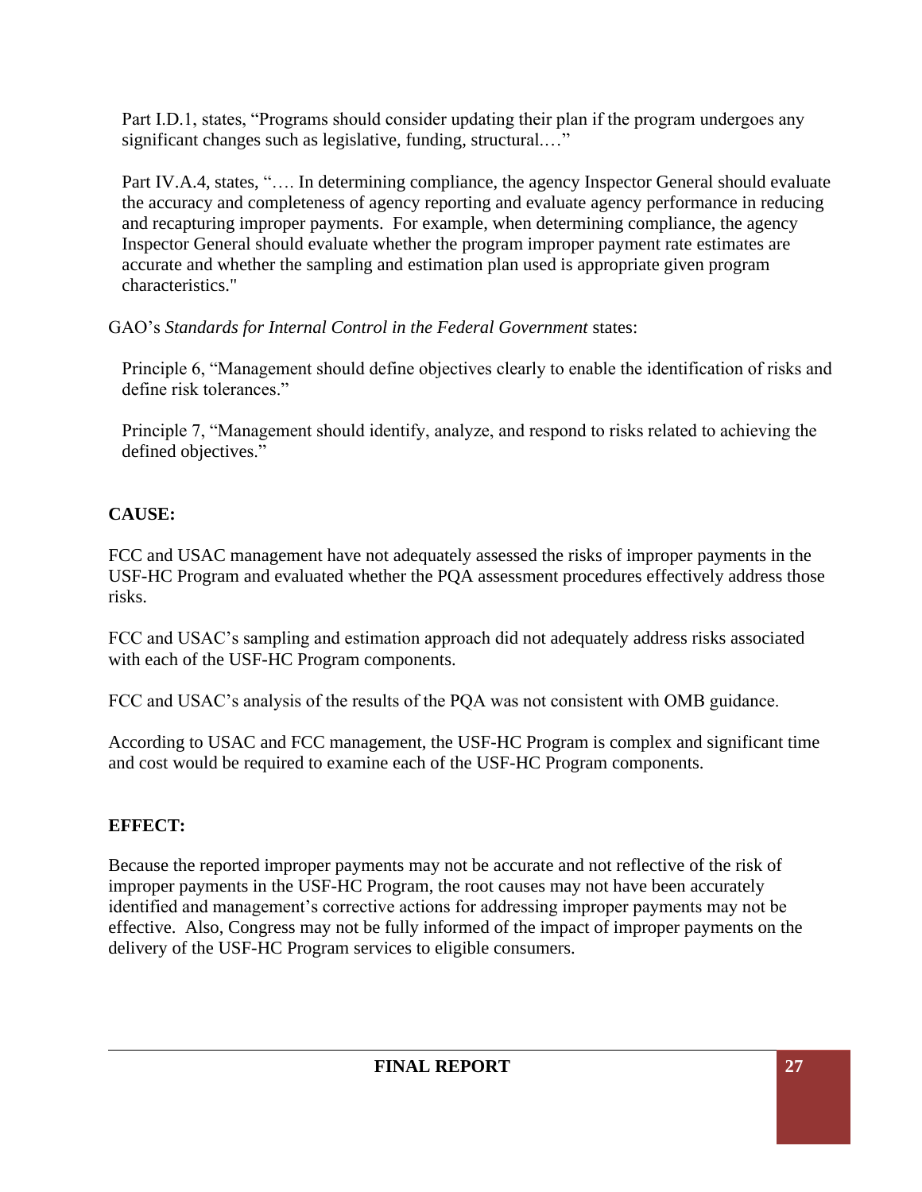Part I.D.1, states, "Programs should consider updating their plan if the program undergoes any significant changes such as legislative, funding, structural.…"

Part IV.A.4, states, "…. In determining compliance, the agency Inspector General should evaluate the accuracy and completeness of agency reporting and evaluate agency performance in reducing and recapturing improper payments. For example, when determining compliance, the agency Inspector General should evaluate whether the program improper payment rate estimates are accurate and whether the sampling and estimation plan used is appropriate given program characteristics."

GAO's *Standards for Internal Control in the Federal Government* states:

Principle 6, "Management should define objectives clearly to enable the identification of risks and define risk tolerances."

Principle 7, "Management should identify, analyze, and respond to risks related to achieving the defined objectives."

**CAUSE:**

FCC and USAC management have not adequately assessed the risks of improper payments in the USF-HC Program and evaluated whether the PQA assessment procedures effectively address those risks.

FCC and USAC's sampling and estimation approach did not adequately address risks associated with each of the USF-HC Program components.

FCC and USAC's analysis of the results of the PQA was not consistent with OMB guidance.

According to USAC and FCC management, the USF-HC Program is complex and significant time and cost would be required to examine each of the USF-HC Program components.

**EFFECT:**

Because the reported improper payments may not be accurate and not reflective of the risk of improper payments in the USF-HC Program, the root causes may not have been accurately identified and management's corrective actions for addressing improper payments may not be effective. Also, Congress may not be fully informed of the impact of improper payments on the delivery of the USF-HC Program services to eligible consumers.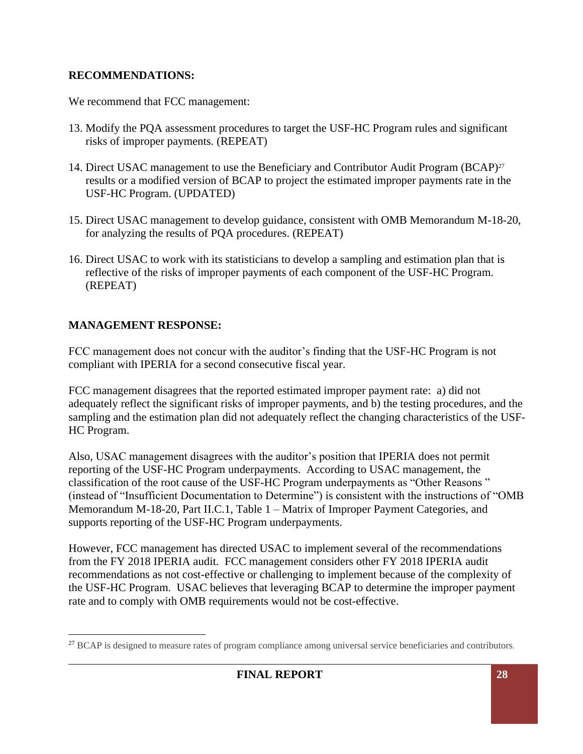**RECOMMENDATIONS:**

We recommend that FCC management:

13. Modify the PQA assessment procedures to target the USF-HC Program rules and significant risks of improper payments. (REPEAT)

14. Direct USAC management to use the Beneficiary and Contributor Audit Program (BCAP)[27] results or a modified version of BCAP to project the estimated improper payments rate in the USF-HC Program. (UPDATED)

15. Direct USAC management to develop guidance, consistent with OMB Memorandum M-18-20, for analyzing the results of PQA procedures. (REPEAT)

16. Direct USAC to work with its statisticians to develop a sampling and estimation plan that is reflective of the risks of improper payments of each component of the USF-HC Program. (REPEAT)

**MANAGEMENT RESPONSE:**

FCC management does not concur with the auditor's finding that the USF-HC Program is not compliant with IPERIA for a second consecutive fiscal year.

FCC management disagrees that the reported estimated improper payment rate: a) did not adequately reflect the significant risks of improper payments, and b) the testing procedures, and the sampling and the estimation plan did not adequately reflect the changing characteristics of the USF-HC Program.

Also, USAC management disagrees with the auditor's position that IPERIA does not permit reporting of the USF-HC Program underpayments. According to USAC management, the classification of the root cause of the USF-HC Program underpayments as "Other Reasons " (instead of "Insufficient Documentation to Determine") is consistent with the instructions of "OMB Memorandum M-18-20, Part II.C.1, Table 1 – Matrix of Improper Payment Categories, and supports reporting of the USF-HC Program underpayments.

However, FCC management has directed USAC to implement several of the recommendations from the FY 2018 IPERIA audit. FCC management considers other FY 2018 IPERIA audit recommendations as not cost-effective or challenging to implement because of the complexity of the USF-HC Program. USAC believes that leveraging BCAP to determine the improper payment rate and to comply with OMB requirements would not be cost-effective.

[27] BCAP is designed to measure rates of program compliance among universal service beneficiaries and contributors.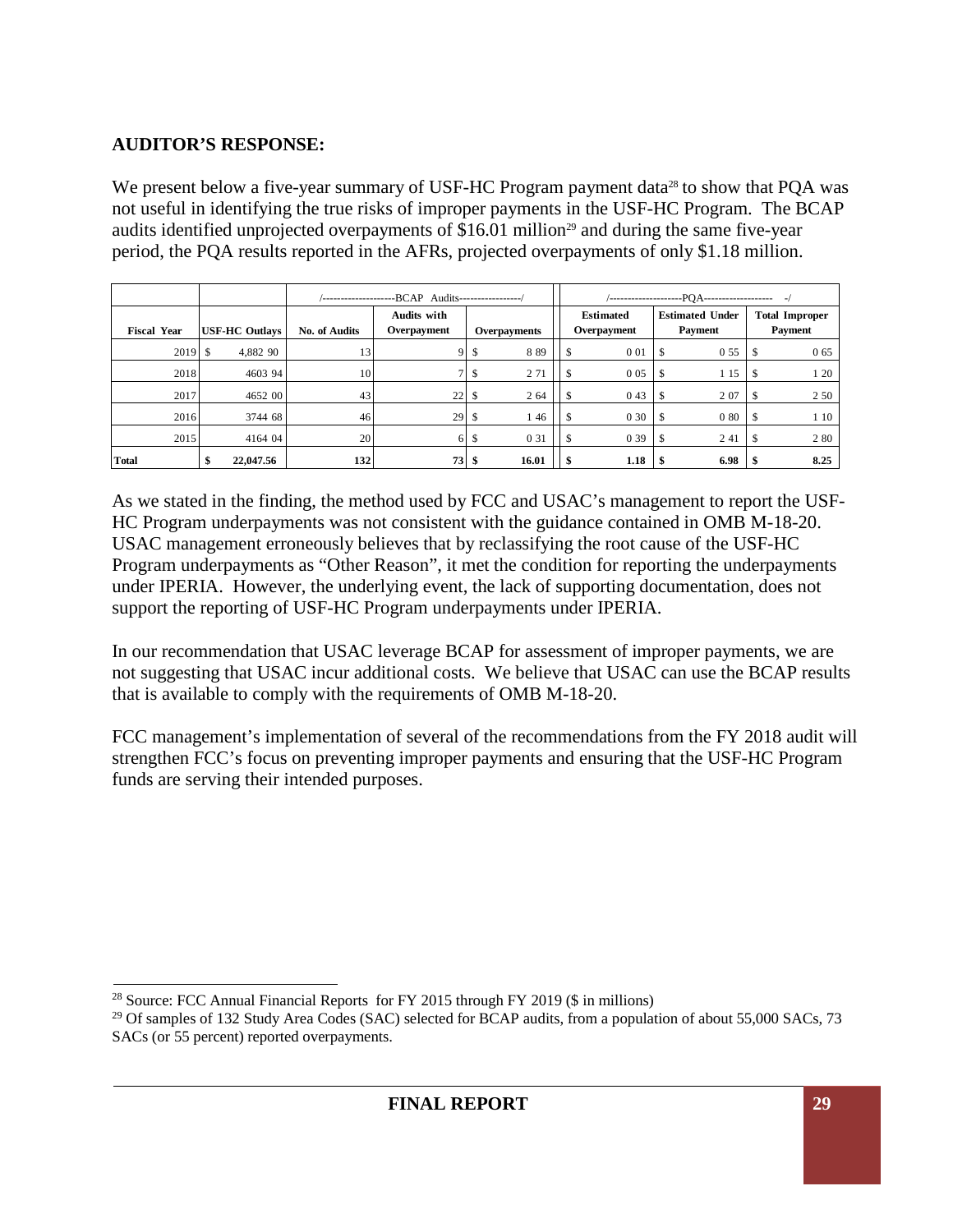**AUDITOR'S RESPONSE:**

We present below a five-year summary of USF-HC Program payment data[28] to show that PQA was not useful in identifying the true risks of improper payments in the USF-HC Program. The BCAP audits identified unprojected overpayments of $16.01 million[29] and during the same five-year period, the PQA results reported in the AFRs, projected overpayments of only $1.18 million.

| | | /--------------------BCAP Audits-----------------/ | | | /--------------------PQA-------------------- -/ | | |
|---|---|---|---|---|---|---|---|
| **Fiscal Year** | **USF-HC Outlays** | **No. of Audits** | **Audits with Overpayment** | **Overpayments** | **Estimated Overpayment** | **Estimated Under Payment** | **Total Improper Payment** |
| 2019 | $ 4,882 90 | 13 | 9 | $ 8 89 | $ 0 01 | $ 0 55 | $ 0 65 |
| 2018 | 4603 94 | 10 | 7 | $ 2 71 | $ 0 05 | $ 1 15 | $ 1 20 |
| 2017 | 4652 00 | 43 | 22 | $ 2 64 | $ 0 43 | $ 2 07 | $ 2 50 |
| 2016 | 3744 68 | 46 | 29 | $ 1 46 | $ 0 30 | $ 0 80 | $ 1 10 |
| 2015 | 4164 04 | 20 | 6 | $ 0 31 | $ 0 39 | $ 2 41 | $ 2 80 |
| **Total** | **$ 22,047.56** | **132** | **73** | **$ 16.01** | **$ 1.18** | **$ 6.98** | **$ 8.25** |

As we stated in the finding, the method used by FCC and USAC's management to report the USF-HC Program underpayments was not consistent with the guidance contained in OMB M-18-20. USAC management erroneously believes that by reclassifying the root cause of the USF-HC Program underpayments as "Other Reason", it met the condition for reporting the underpayments under IPERIA. However, the underlying event, the lack of supporting documentation, does not support the reporting of USF-HC Program underpayments under IPERIA.

In our recommendation that USAC leverage BCAP for assessment of improper payments, we are not suggesting that USAC incur additional costs. We believe that USAC can use the BCAP results that is available to comply with the requirements of OMB M-18-20.

FCC management's implementation of several of the recommendations from the FY 2018 audit will strengthen FCC's focus on preventing improper payments and ensuring that the USF-HC Program funds are serving their intended purposes.

[28] Source: FCC Annual Financial Reports for FY 2015 through FY 2019 ($ in millions)

[29] Of samples of 132 Study Area Codes (SAC) selected for BCAP audits, from a population of about 55,000 SACs, 73 SACs (or 55 percent) reported overpayments.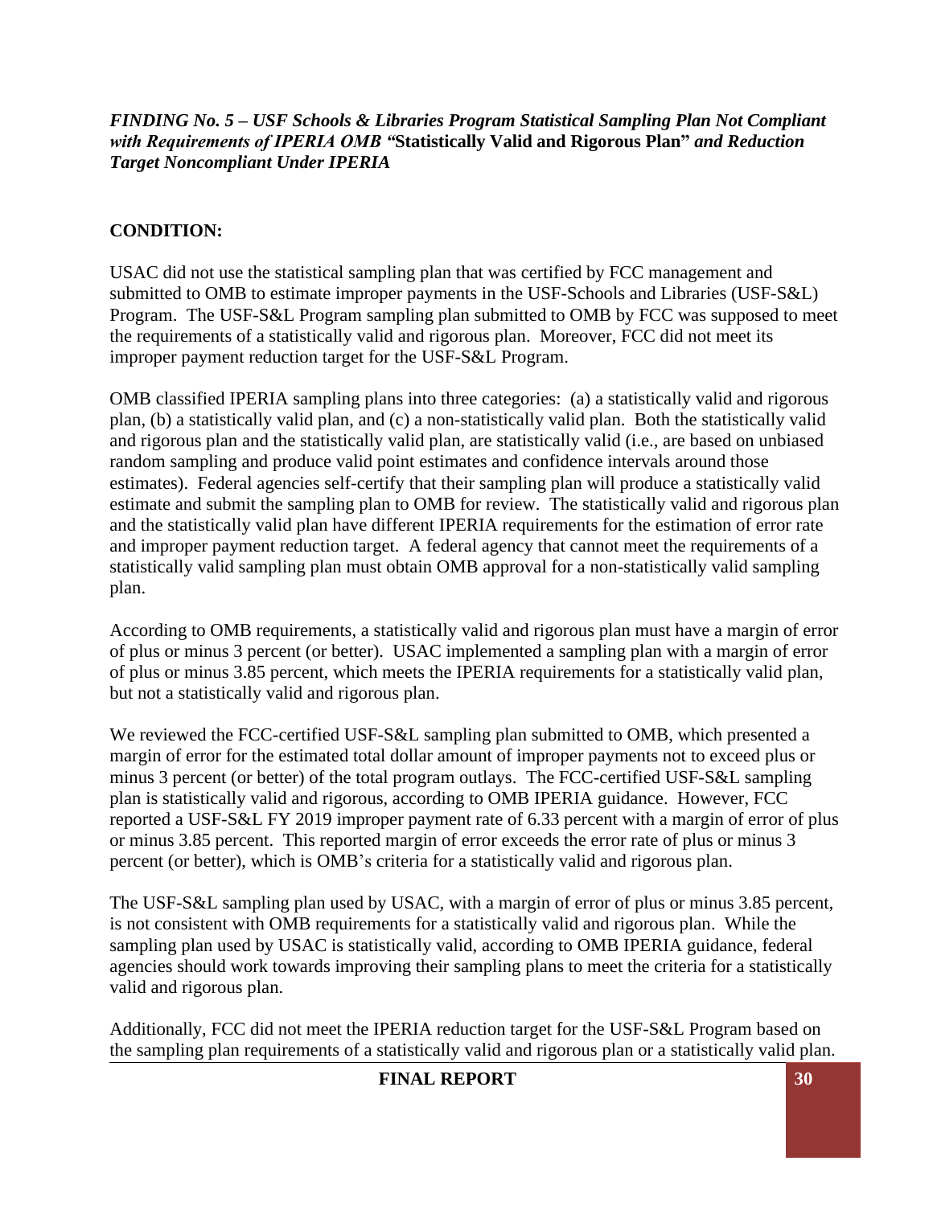***FINDING No. 5 – USF Schools & Libraries Program Statistical Sampling Plan Not Compliant with Requirements of IPERIA OMB "*****Statistically Valid and Rigorous Plan"** ***and Reduction Target Noncompliant Under IPERIA***

**CONDITION:**

USAC did not use the statistical sampling plan that was certified by FCC management and submitted to OMB to estimate improper payments in the USF-Schools and Libraries (USF-S&L) Program. The USF-S&L Program sampling plan submitted to OMB by FCC was supposed to meet the requirements of a statistically valid and rigorous plan. Moreover, FCC did not meet its improper payment reduction target for the USF-S&L Program.

OMB classified IPERIA sampling plans into three categories: (a) a statistically valid and rigorous plan, (b) a statistically valid plan, and (c) a non-statistically valid plan. Both the statistically valid and rigorous plan and the statistically valid plan, are statistically valid (i.e., are based on unbiased random sampling and produce valid point estimates and confidence intervals around those estimates). Federal agencies self-certify that their sampling plan will produce a statistically valid estimate and submit the sampling plan to OMB for review. The statistically valid and rigorous plan and the statistically valid plan have different IPERIA requirements for the estimation of error rate and improper payment reduction target. A federal agency that cannot meet the requirements of a statistically valid sampling plan must obtain OMB approval for a non-statistically valid sampling plan.

According to OMB requirements, a statistically valid and rigorous plan must have a margin of error of plus or minus 3 percent (or better). USAC implemented a sampling plan with a margin of error of plus or minus 3.85 percent, which meets the IPERIA requirements for a statistically valid plan, but not a statistically valid and rigorous plan.

We reviewed the FCC-certified USF-S&L sampling plan submitted to OMB, which presented a margin of error for the estimated total dollar amount of improper payments not to exceed plus or minus 3 percent (or better) of the total program outlays. The FCC-certified USF-S&L sampling plan is statistically valid and rigorous, according to OMB IPERIA guidance. However, FCC reported a USF-S&L FY 2019 improper payment rate of 6.33 percent with a margin of error of plus or minus 3.85 percent. This reported margin of error exceeds the error rate of plus or minus 3 percent (or better), which is OMB's criteria for a statistically valid and rigorous plan.

The USF-S&L sampling plan used by USAC, with a margin of error of plus or minus 3.85 percent, is not consistent with OMB requirements for a statistically valid and rigorous plan. While the sampling plan used by USAC is statistically valid, according to OMB IPERIA guidance, federal agencies should work towards improving their sampling plans to meet the criteria for a statistically valid and rigorous plan.

Additionally, FCC did not meet the IPERIA reduction target for the USF-S&L Program based on the sampling plan requirements of a statistically valid and rigorous plan or a statistically valid plan.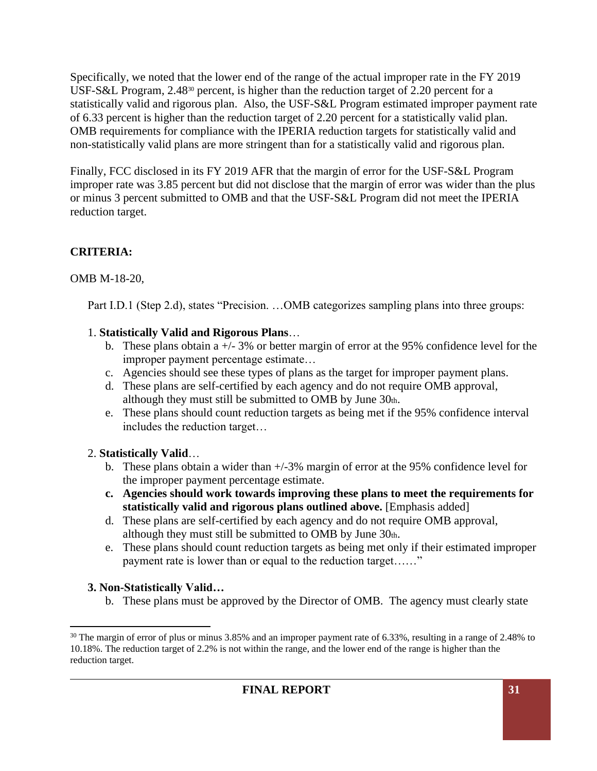Specifically, we noted that the lower end of the range of the actual improper rate in the FY 2019 USF-S&L Program, 2.48[30] percent, is higher than the reduction target of 2.20 percent for a statistically valid and rigorous plan. Also, the USF-S&L Program estimated improper payment rate of 6.33 percent is higher than the reduction target of 2.20 percent for a statistically valid plan. OMB requirements for compliance with the IPERIA reduction targets for statistically valid and non-statistically valid plans are more stringent than for a statistically valid and rigorous plan.

Finally, FCC disclosed in its FY 2019 AFR that the margin of error for the USF-S&L Program improper rate was 3.85 percent but did not disclose that the margin of error was wider than the plus or minus 3 percent submitted to OMB and that the USF-S&L Program did not meet the IPERIA reduction target.

**CRITERIA:**

OMB M-18-20,

Part I.D.1 (Step 2.d), states "Precision. …OMB categorizes sampling plans into three groups:

1. **Statistically Valid and Rigorous Plans**…
   - b. These plans obtain a +/- 3% or better margin of error at the 95% confidence level for the improper payment percentage estimate…
   - c. Agencies should see these types of plans as the target for improper payment plans.
   - d. These plans are self-certified by each agency and do not require OMB approval, although they must still be submitted to OMB by June 30th.
   - e. These plans should count reduction targets as being met if the 95% confidence interval includes the reduction target…

2. **Statistically Valid**…
   - b. These plans obtain a wider than +/-3% margin of error at the 95% confidence level for the improper payment percentage estimate.
   - **c. Agencies should work towards improving these plans to meet the requirements for statistically valid and rigorous plans outlined above.** [Emphasis added]
   - d. These plans are self-certified by each agency and do not require OMB approval, although they must still be submitted to OMB by June 30th.
   - e. These plans should count reduction targets as being met only if their estimated improper payment rate is lower than or equal to the reduction target……"

**3. Non-Statistically Valid…**
   - b. These plans must be approved by the Director of OMB. The agency must clearly state

[30] The margin of error of plus or minus 3.85% and an improper payment rate of 6.33%, resulting in a range of 2.48% to 10.18%. The reduction target of 2.2% is not within the range, and the lower end of the range is higher than the reduction target.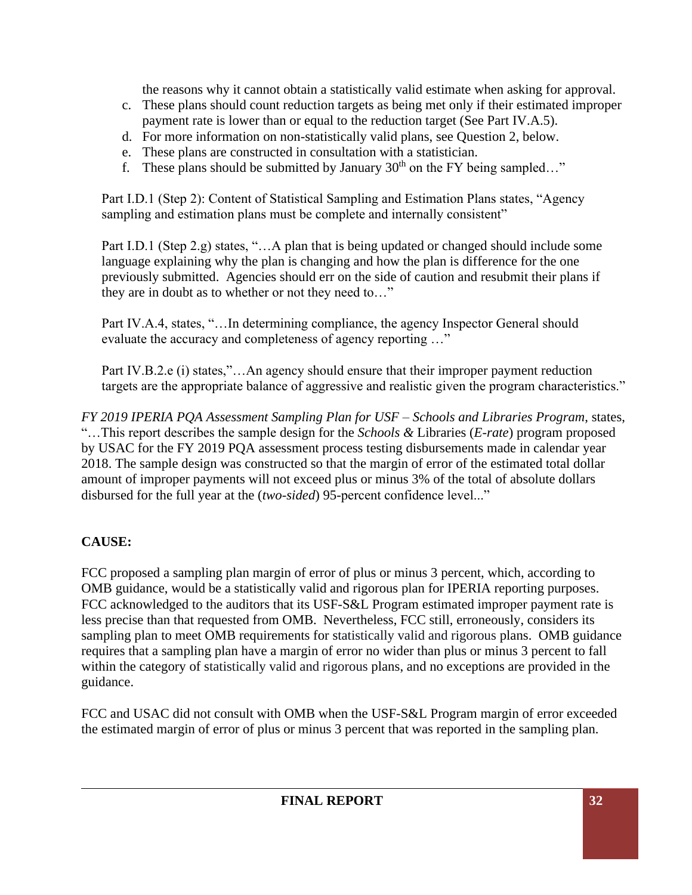the reasons why it cannot obtain a statistically valid estimate when asking for approval.

c. These plans should count reduction targets as being met only if their estimated improper payment rate is lower than or equal to the reduction target (See Part IV.A.5).
d. For more information on non-statistically valid plans, see Question 2, below.
e. These plans are constructed in consultation with a statistician.
f. These plans should be submitted by January 30th on the FY being sampled…"

Part I.D.1 (Step 2): Content of Statistical Sampling and Estimation Plans states, "Agency sampling and estimation plans must be complete and internally consistent"

Part I.D.1 (Step 2.g) states, "…A plan that is being updated or changed should include some language explaining why the plan is changing and how the plan is difference for the one previously submitted. Agencies should err on the side of caution and resubmit their plans if they are in doubt as to whether or not they need to…"

Part IV.A.4, states, "…In determining compliance, the agency Inspector General should evaluate the accuracy and completeness of agency reporting …"

Part IV.B.2.e (i) states,"…An agency should ensure that their improper payment reduction targets are the appropriate balance of aggressive and realistic given the program characteristics."

*FY 2019 IPERIA PQA Assessment Sampling Plan for USF – Schools and Libraries Program*, states, "…This report describes the sample design for the *Schools &* Libraries (*E-rate*) program proposed by USAC for the FY 2019 PQA assessment process testing disbursements made in calendar year 2018. The sample design was constructed so that the margin of error of the estimated total dollar amount of improper payments will not exceed plus or minus 3% of the total of absolute dollars disbursed for the full year at the (*two-sided*) 95-percent confidence level..."

**CAUSE:**

FCC proposed a sampling plan margin of error of plus or minus 3 percent, which, according to OMB guidance, would be a statistically valid and rigorous plan for IPERIA reporting purposes. FCC acknowledged to the auditors that its USF-S&L Program estimated improper payment rate is less precise than that requested from OMB. Nevertheless, FCC still, erroneously, considers its sampling plan to meet OMB requirements for statistically valid and rigorous plans. OMB guidance requires that a sampling plan have a margin of error no wider than plus or minus 3 percent to fall within the category of statistically valid and rigorous plans, and no exceptions are provided in the guidance.

FCC and USAC did not consult with OMB when the USF-S&L Program margin of error exceeded the estimated margin of error of plus or minus 3 percent that was reported in the sampling plan.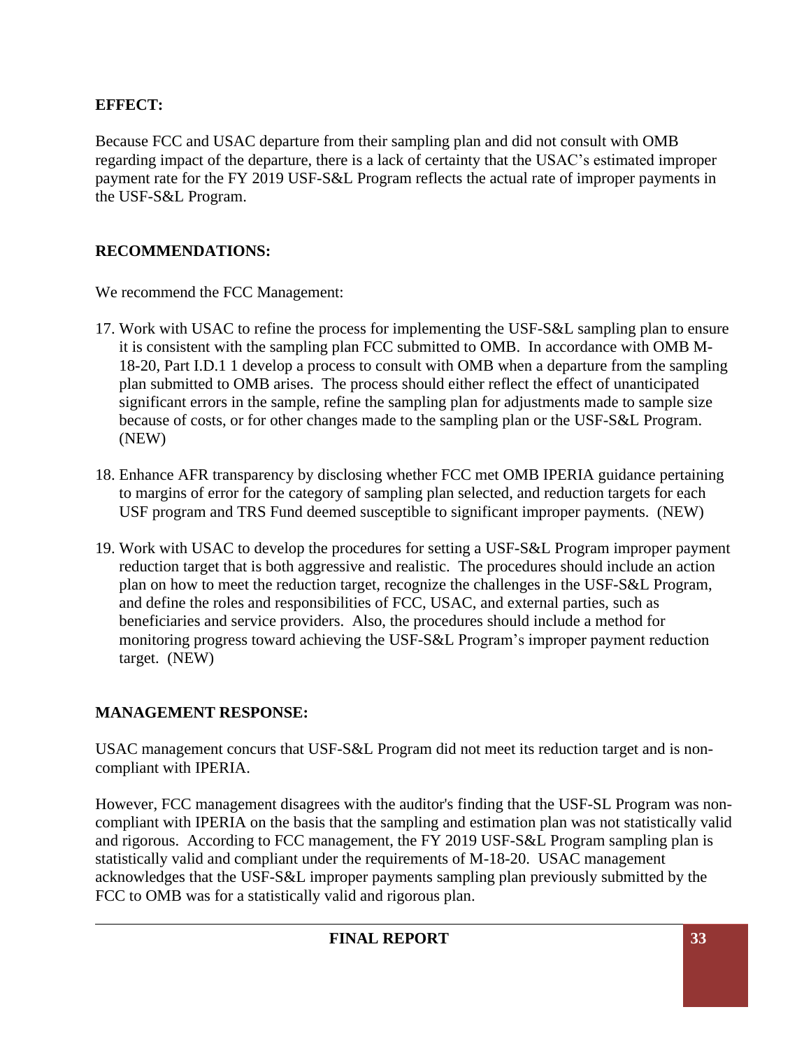**EFFECT:**

Because FCC and USAC departure from their sampling plan and did not consult with OMB regarding impact of the departure, there is a lack of certainty that the USAC's estimated improper payment rate for the FY 2019 USF-S&L Program reflects the actual rate of improper payments in the USF-S&L Program.

**RECOMMENDATIONS:**

We recommend the FCC Management:

17. Work with USAC to refine the process for implementing the USF-S&L sampling plan to ensure it is consistent with the sampling plan FCC submitted to OMB. In accordance with OMB M-18-20, Part I.D.1 1 develop a process to consult with OMB when a departure from the sampling plan submitted to OMB arises. The process should either reflect the effect of unanticipated significant errors in the sample, refine the sampling plan for adjustments made to sample size because of costs, or for other changes made to the sampling plan or the USF-S&L Program. (NEW)

18. Enhance AFR transparency by disclosing whether FCC met OMB IPERIA guidance pertaining to margins of error for the category of sampling plan selected, and reduction targets for each USF program and TRS Fund deemed susceptible to significant improper payments. (NEW)

19. Work with USAC to develop the procedures for setting a USF-S&L Program improper payment reduction target that is both aggressive and realistic. The procedures should include an action plan on how to meet the reduction target, recognize the challenges in the USF-S&L Program, and define the roles and responsibilities of FCC, USAC, and external parties, such as beneficiaries and service providers. Also, the procedures should include a method for monitoring progress toward achieving the USF-S&L Program's improper payment reduction target. (NEW)

**MANAGEMENT RESPONSE:**

USAC management concurs that USF-S&L Program did not meet its reduction target and is non-compliant with IPERIA.

However, FCC management disagrees with the auditor's finding that the USF-SL Program was non-compliant with IPERIA on the basis that the sampling and estimation plan was not statistically valid and rigorous. According to FCC management, the FY 2019 USF-S&L Program sampling plan is statistically valid and compliant under the requirements of M-18-20. USAC management acknowledges that the USF-S&L improper payments sampling plan previously submitted by the FCC to OMB was for a statistically valid and rigorous plan.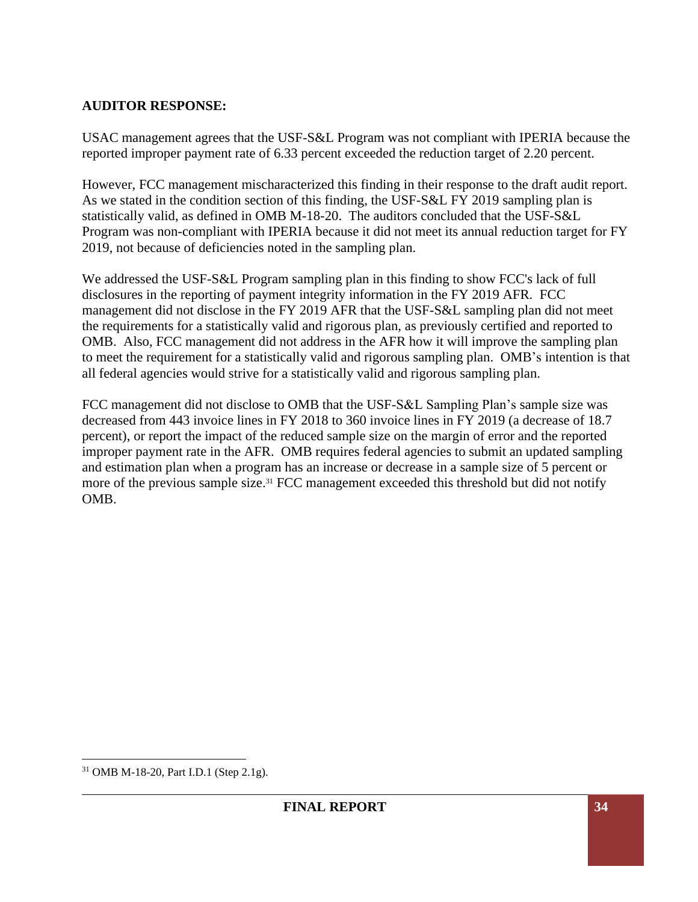**AUDITOR RESPONSE:**

USAC management agrees that the USF-S&L Program was not compliant with IPERIA because the reported improper payment rate of 6.33 percent exceeded the reduction target of 2.20 percent.

However, FCC management mischaracterized this finding in their response to the draft audit report. As we stated in the condition section of this finding, the USF-S&L FY 2019 sampling plan is statistically valid, as defined in OMB M-18-20. The auditors concluded that the USF-S&L Program was non-compliant with IPERIA because it did not meet its annual reduction target for FY 2019, not because of deficiencies noted in the sampling plan.

We addressed the USF-S&L Program sampling plan in this finding to show FCC's lack of full disclosures in the reporting of payment integrity information in the FY 2019 AFR. FCC management did not disclose in the FY 2019 AFR that the USF-S&L sampling plan did not meet the requirements for a statistically valid and rigorous plan, as previously certified and reported to OMB. Also, FCC management did not address in the AFR how it will improve the sampling plan to meet the requirement for a statistically valid and rigorous sampling plan. OMB's intention is that all federal agencies would strive for a statistically valid and rigorous sampling plan.

FCC management did not disclose to OMB that the USF-S&L Sampling Plan's sample size was decreased from 443 invoice lines in FY 2018 to 360 invoice lines in FY 2019 (a decrease of 18.7 percent), or report the impact of the reduced sample size on the margin of error and the reported improper payment rate in the AFR. OMB requires federal agencies to submit an updated sampling and estimation plan when a program has an increase or decrease in a sample size of 5 percent or more of the previous sample size.[31] FCC management exceeded this threshold but did not notify OMB.

[31] OMB M-18-20, Part I.D.1 (Step 2.1g).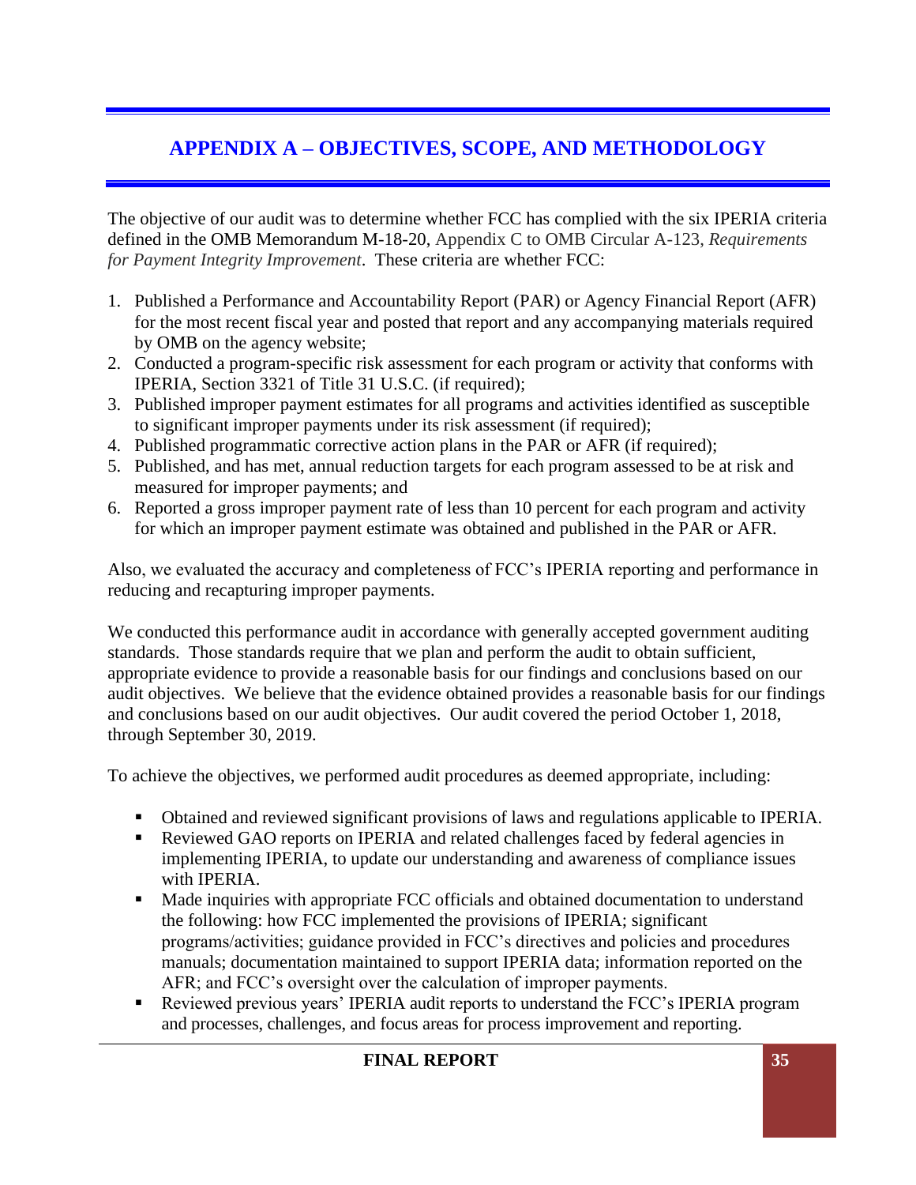# APPENDIX A – OBJECTIVES, SCOPE, AND METHODOLOGY

The objective of our audit was to determine whether FCC has complied with the six IPERIA criteria defined in the OMB Memorandum M-18-20, Appendix C to OMB Circular A-123, *Requirements for Payment Integrity Improvement*. These criteria are whether FCC:

1. Published a Performance and Accountability Report (PAR) or Agency Financial Report (AFR) for the most recent fiscal year and posted that report and any accompanying materials required by OMB on the agency website;
2. Conducted a program-specific risk assessment for each program or activity that conforms with IPERIA, Section 3321 of Title 31 U.S.C. (if required);
3. Published improper payment estimates for all programs and activities identified as susceptible to significant improper payments under its risk assessment (if required);
4. Published programmatic corrective action plans in the PAR or AFR (if required);
5. Published, and has met, annual reduction targets for each program assessed to be at risk and measured for improper payments; and
6. Reported a gross improper payment rate of less than 10 percent for each program and activity for which an improper payment estimate was obtained and published in the PAR or AFR.

Also, we evaluated the accuracy and completeness of FCC's IPERIA reporting and performance in reducing and recapturing improper payments.

We conducted this performance audit in accordance with generally accepted government auditing standards. Those standards require that we plan and perform the audit to obtain sufficient, appropriate evidence to provide a reasonable basis for our findings and conclusions based on our audit objectives. We believe that the evidence obtained provides a reasonable basis for our findings and conclusions based on our audit objectives. Our audit covered the period October 1, 2018, through September 30, 2019.

To achieve the objectives, we performed audit procedures as deemed appropriate, including:

- Obtained and reviewed significant provisions of laws and regulations applicable to IPERIA.
- Reviewed GAO reports on IPERIA and related challenges faced by federal agencies in implementing IPERIA, to update our understanding and awareness of compliance issues with IPERIA.
- Made inquiries with appropriate FCC officials and obtained documentation to understand the following: how FCC implemented the provisions of IPERIA; significant programs/activities; guidance provided in FCC's directives and policies and procedures manuals; documentation maintained to support IPERIA data; information reported on the AFR; and FCC's oversight over the calculation of improper payments.
- Reviewed previous years' IPERIA audit reports to understand the FCC's IPERIA program and processes, challenges, and focus areas for process improvement and reporting.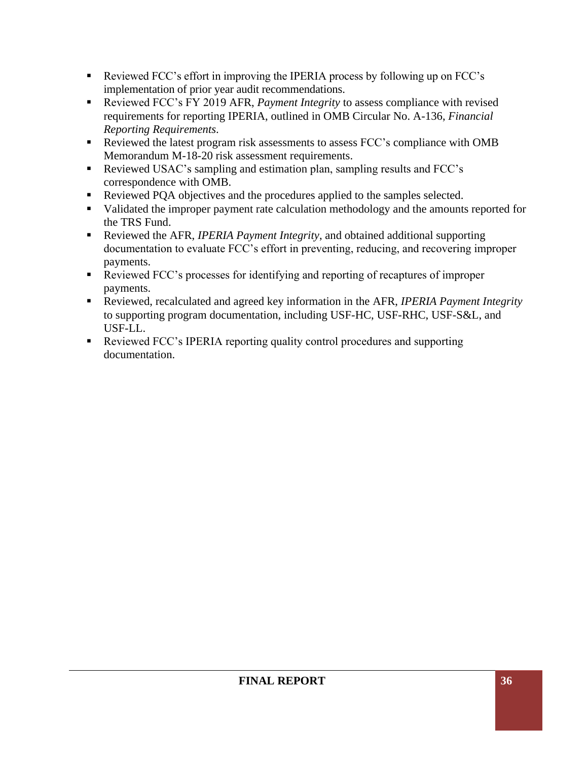- Reviewed FCC's effort in improving the IPERIA process by following up on FCC's implementation of prior year audit recommendations.
- Reviewed FCC's FY 2019 AFR, *Payment Integrity* to assess compliance with revised requirements for reporting IPERIA, outlined in OMB Circular No. A-136, *Financial Reporting Requirements*.
- Reviewed the latest program risk assessments to assess FCC's compliance with OMB Memorandum M-18-20 risk assessment requirements.
- Reviewed USAC's sampling and estimation plan, sampling results and FCC's correspondence with OMB.
- Reviewed PQA objectives and the procedures applied to the samples selected.
- Validated the improper payment rate calculation methodology and the amounts reported for the TRS Fund.
- Reviewed the AFR, *IPERIA Payment Integrity*, and obtained additional supporting documentation to evaluate FCC's effort in preventing, reducing, and recovering improper payments.
- Reviewed FCC's processes for identifying and reporting of recaptures of improper payments.
- Reviewed, recalculated and agreed key information in the AFR, *IPERIA Payment Integrity* to supporting program documentation, including USF-HC, USF-RHC, USF-S&L, and USF-LL.
- Reviewed FCC's IPERIA reporting quality control procedures and supporting documentation.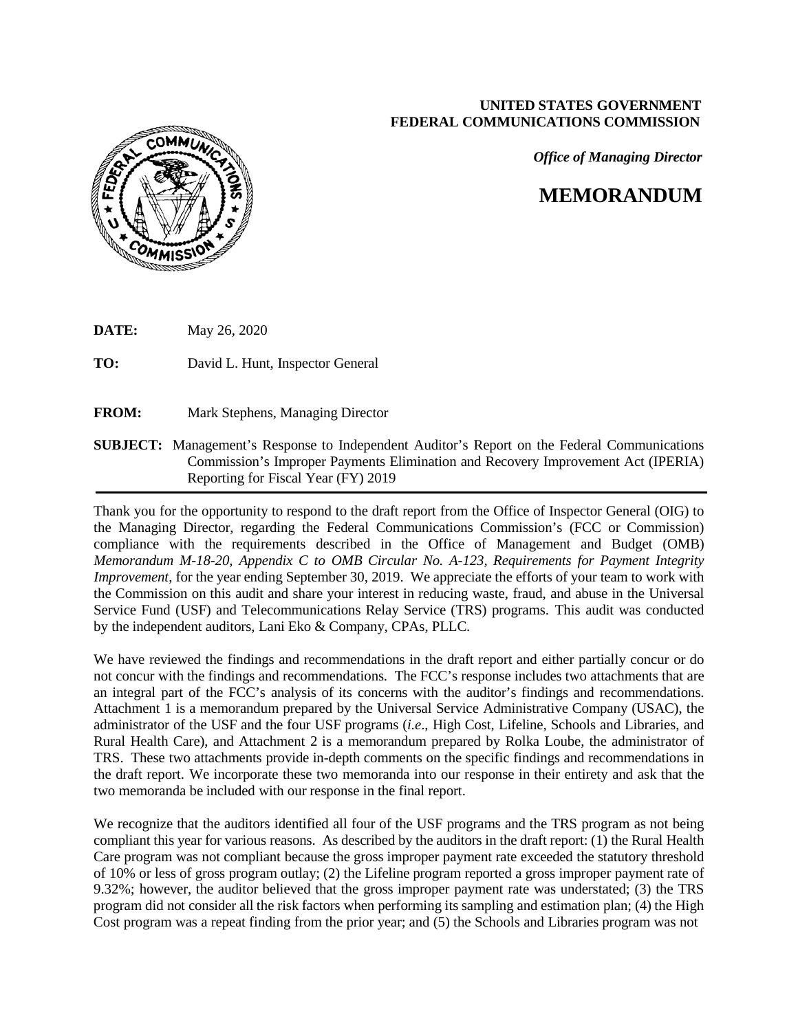**UNITED STATES GOVERNMENT**
**FEDERAL COMMUNICATIONS COMMISSION**

***Office of Managing Director***

# MEMORANDUM

**DATE:** May 26, 2020

**TO:** David L. Hunt, Inspector General

**FROM:** Mark Stephens, Managing Director

**SUBJECT:** Management's Response to Independent Auditor's Report on the Federal Communications Commission's Improper Payments Elimination and Recovery Improvement Act (IPERIA) Reporting for Fiscal Year (FY) 2019

---

Thank you for the opportunity to respond to the draft report from the Office of Inspector General (OIG) to the Managing Director, regarding the Federal Communications Commission's (FCC or Commission) compliance with the requirements described in the Office of Management and Budget (OMB) *Memorandum M-18-20, Appendix C to OMB Circular No. A-123, Requirements for Payment Integrity Improvement*, for the year ending September 30, 2019. We appreciate the efforts of your team to work with the Commission on this audit and share your interest in reducing waste, fraud, and abuse in the Universal Service Fund (USF) and Telecommunications Relay Service (TRS) programs. This audit was conducted by the independent auditors, Lani Eko & Company, CPAs, PLLC.

We have reviewed the findings and recommendations in the draft report and either partially concur or do not concur with the findings and recommendations. The FCC's response includes two attachments that are an integral part of the FCC's analysis of its concerns with the auditor's findings and recommendations. Attachment 1 is a memorandum prepared by the Universal Service Administrative Company (USAC), the administrator of the USF and the four USF programs (*i.e*., High Cost, Lifeline, Schools and Libraries, and Rural Health Care), and Attachment 2 is a memorandum prepared by Rolka Loube, the administrator of TRS. These two attachments provide in-depth comments on the specific findings and recommendations in the draft report. We incorporate these two memoranda into our response in their entirety and ask that the two memoranda be included with our response in the final report.

We recognize that the auditors identified all four of the USF programs and the TRS program as not being compliant this year for various reasons. As described by the auditors in the draft report: (1) the Rural Health Care program was not compliant because the gross improper payment rate exceeded the statutory threshold of 10% or less of gross program outlay; (2) the Lifeline program reported a gross improper payment rate of 9.32%; however, the auditor believed that the gross improper payment rate was understated; (3) the TRS program did not consider all the risk factors when performing its sampling and estimation plan; (4) the High Cost program was a repeat finding from the prior year; and (5) the Schools and Libraries program was not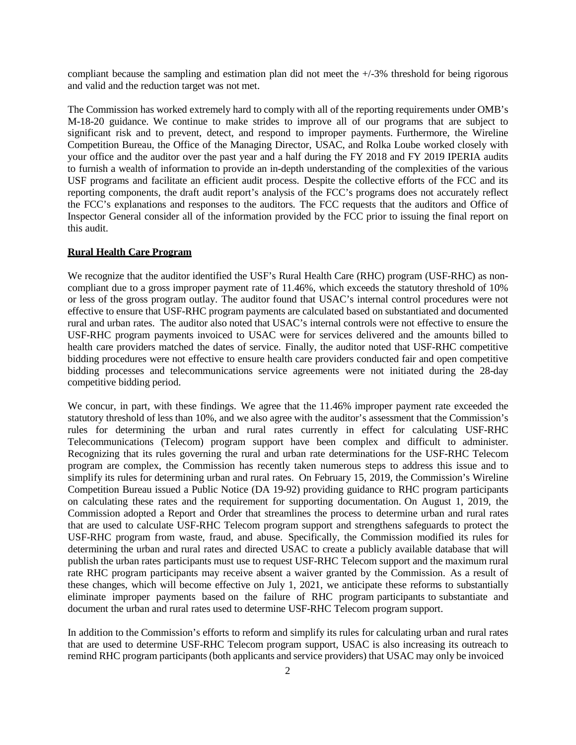compliant because the sampling and estimation plan did not meet the +/-3% threshold for being rigorous and valid and the reduction target was not met.

The Commission has worked extremely hard to comply with all of the reporting requirements under OMB's M-18-20 guidance. We continue to make strides to improve all of our programs that are subject to significant risk and to prevent, detect, and respond to improper payments. Furthermore, the Wireline Competition Bureau, the Office of the Managing Director, USAC, and Rolka Loube worked closely with your office and the auditor over the past year and a half during the FY 2018 and FY 2019 IPERIA audits to furnish a wealth of information to provide an in-depth understanding of the complexities of the various USF programs and facilitate an efficient audit process. Despite the collective efforts of the FCC and its reporting components, the draft audit report's analysis of the FCC's programs does not accurately reflect the FCC's explanations and responses to the auditors. The FCC requests that the auditors and Office of Inspector General consider all of the information provided by the FCC prior to issuing the final report on this audit.

**Rural Health Care Program**

We recognize that the auditor identified the USF's Rural Health Care (RHC) program (USF-RHC) as non-compliant due to a gross improper payment rate of 11.46%, which exceeds the statutory threshold of 10% or less of the gross program outlay. The auditor found that USAC's internal control procedures were not effective to ensure that USF-RHC program payments are calculated based on substantiated and documented rural and urban rates. The auditor also noted that USAC's internal controls were not effective to ensure the USF-RHC program payments invoiced to USAC were for services delivered and the amounts billed to health care providers matched the dates of service. Finally, the auditor noted that USF-RHC competitive bidding procedures were not effective to ensure health care providers conducted fair and open competitive bidding processes and telecommunications service agreements were not initiated during the 28-day competitive bidding period.

We concur, in part, with these findings. We agree that the 11.46% improper payment rate exceeded the statutory threshold of less than 10%, and we also agree with the auditor's assessment that the Commission's rules for determining the urban and rural rates currently in effect for calculating USF-RHC Telecommunications (Telecom) program support have been complex and difficult to administer. Recognizing that its rules governing the rural and urban rate determinations for the USF-RHC Telecom program are complex, the Commission has recently taken numerous steps to address this issue and to simplify its rules for determining urban and rural rates. On February 15, 2019, the Commission's Wireline Competition Bureau issued a Public Notice (DA 19-92) providing guidance to RHC program participants on calculating these rates and the requirement for supporting documentation. On August 1, 2019, the Commission adopted a Report and Order that streamlines the process to determine urban and rural rates that are used to calculate USF-RHC Telecom program support and strengthens safeguards to protect the USF-RHC program from waste, fraud, and abuse. Specifically, the Commission modified its rules for determining the urban and rural rates and directed USAC to create a publicly available database that will publish the urban rates participants must use to request USF-RHC Telecom support and the maximum rural rate RHC program participants may receive absent a waiver granted by the Commission. As a result of these changes, which will become effective on July 1, 2021, we anticipate these reforms to substantially eliminate improper payments based on the failure of RHC program participants to substantiate and document the urban and rural rates used to determine USF-RHC Telecom program support.

In addition to the Commission's efforts to reform and simplify its rules for calculating urban and rural rates that are used to determine USF-RHC Telecom program support, USAC is also increasing its outreach to remind RHC program participants (both applicants and service providers) that USAC may only be invoiced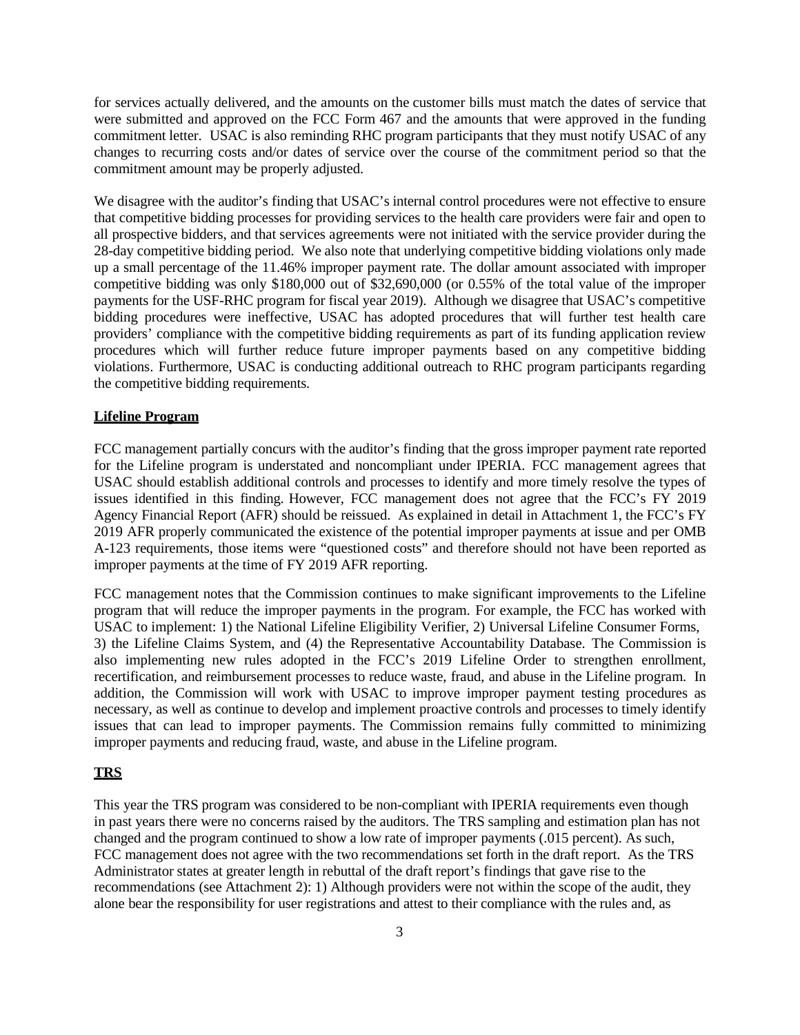for services actually delivered, and the amounts on the customer bills must match the dates of service that were submitted and approved on the FCC Form 467 and the amounts that were approved in the funding commitment letter. USAC is also reminding RHC program participants that they must notify USAC of any changes to recurring costs and/or dates of service over the course of the commitment period so that the commitment amount may be properly adjusted.

We disagree with the auditor's finding that USAC's internal control procedures were not effective to ensure that competitive bidding processes for providing services to the health care providers were fair and open to all prospective bidders, and that services agreements were not initiated with the service provider during the 28-day competitive bidding period. We also note that underlying competitive bidding violations only made up a small percentage of the 11.46% improper payment rate. The dollar amount associated with improper competitive bidding was only $180,000 out of $32,690,000 (or 0.55% of the total value of the improper payments for the USF-RHC program for fiscal year 2019). Although we disagree that USAC's competitive bidding procedures were ineffective, USAC has adopted procedures that will further test health care providers' compliance with the competitive bidding requirements as part of its funding application review procedures which will further reduce future improper payments based on any competitive bidding violations. Furthermore, USAC is conducting additional outreach to RHC program participants regarding the competitive bidding requirements.

**Lifeline Program**

FCC management partially concurs with the auditor's finding that the gross improper payment rate reported for the Lifeline program is understated and noncompliant under IPERIA. FCC management agrees that USAC should establish additional controls and processes to identify and more timely resolve the types of issues identified in this finding. However, FCC management does not agree that the FCC's FY 2019 Agency Financial Report (AFR) should be reissued. As explained in detail in Attachment 1, the FCC's FY 2019 AFR properly communicated the existence of the potential improper payments at issue and per OMB A-123 requirements, those items were "questioned costs" and therefore should not have been reported as improper payments at the time of FY 2019 AFR reporting.

FCC management notes that the Commission continues to make significant improvements to the Lifeline program that will reduce the improper payments in the program. For example, the FCC has worked with USAC to implement: 1) the National Lifeline Eligibility Verifier, 2) Universal Lifeline Consumer Forms, 3) the Lifeline Claims System, and (4) the Representative Accountability Database. The Commission is also implementing new rules adopted in the FCC's 2019 Lifeline Order to strengthen enrollment, recertification, and reimbursement processes to reduce waste, fraud, and abuse in the Lifeline program. In addition, the Commission will work with USAC to improve improper payment testing procedures as necessary, as well as continue to develop and implement proactive controls and processes to timely identify issues that can lead to improper payments. The Commission remains fully committed to minimizing improper payments and reducing fraud, waste, and abuse in the Lifeline program.

**TRS**

This year the TRS program was considered to be non-compliant with IPERIA requirements even though in past years there were no concerns raised by the auditors. The TRS sampling and estimation plan has not changed and the program continued to show a low rate of improper payments (.015 percent). As such, FCC management does not agree with the two recommendations set forth in the draft report. As the TRS Administrator states at greater length in rebuttal of the draft report's findings that gave rise to the recommendations (see Attachment 2): 1) Although providers were not within the scope of the audit, they alone bear the responsibility for user registrations and attest to their compliance with the rules and, as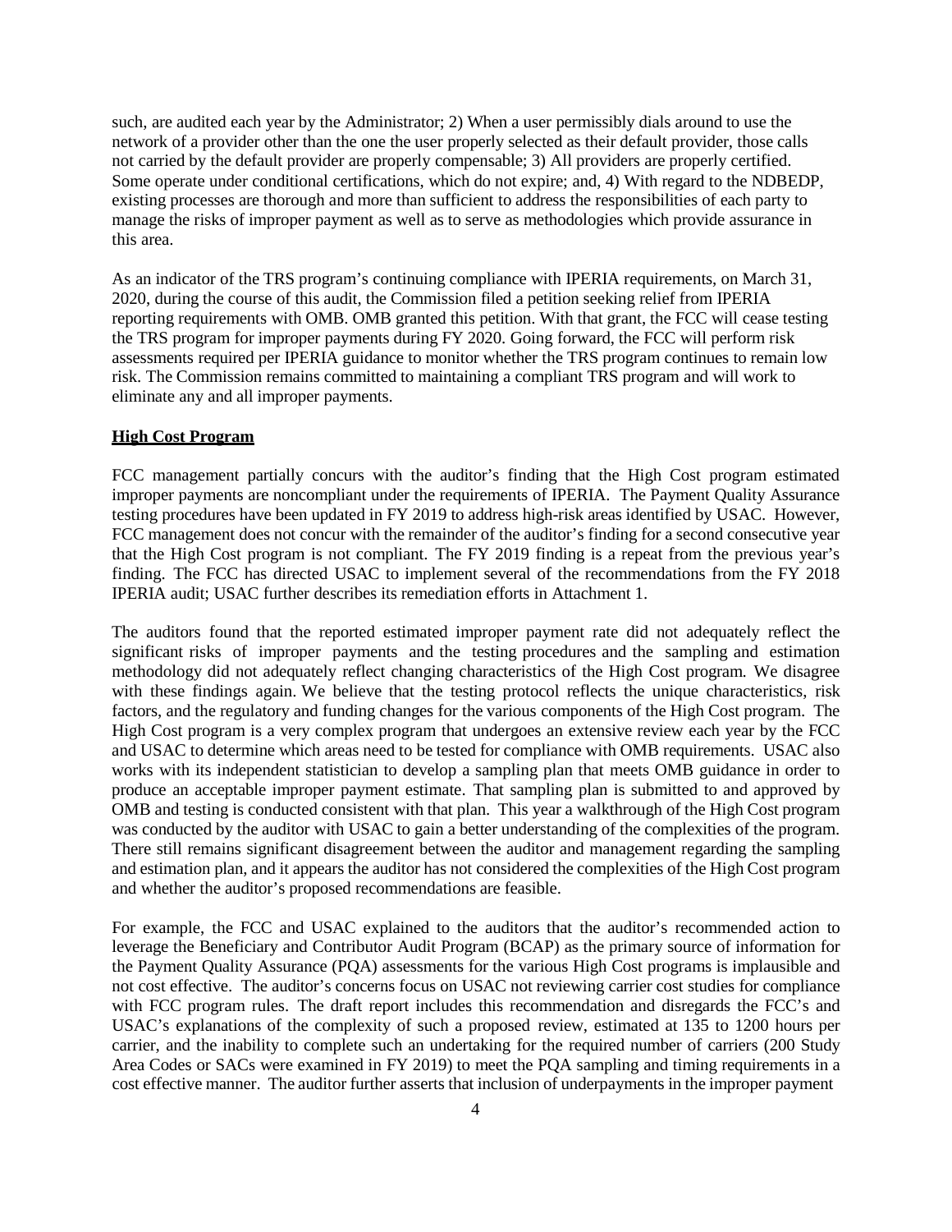such, are audited each year by the Administrator; 2) When a user permissibly dials around to use the network of a provider other than the one the user properly selected as their default provider, those calls not carried by the default provider are properly compensable; 3) All providers are properly certified. Some operate under conditional certifications, which do not expire; and, 4) With regard to the NDBEDP, existing processes are thorough and more than sufficient to address the responsibilities of each party to manage the risks of improper payment as well as to serve as methodologies which provide assurance in this area.

As an indicator of the TRS program's continuing compliance with IPERIA requirements, on March 31, 2020, during the course of this audit, the Commission filed a petition seeking relief from IPERIA reporting requirements with OMB. OMB granted this petition. With that grant, the FCC will cease testing the TRS program for improper payments during FY 2020. Going forward, the FCC will perform risk assessments required per IPERIA guidance to monitor whether the TRS program continues to remain low risk. The Commission remains committed to maintaining a compliant TRS program and will work to eliminate any and all improper payments.

**High Cost Program**

FCC management partially concurs with the auditor's finding that the High Cost program estimated improper payments are noncompliant under the requirements of IPERIA. The Payment Quality Assurance testing procedures have been updated in FY 2019 to address high-risk areas identified by USAC. However, FCC management does not concur with the remainder of the auditor's finding for a second consecutive year that the High Cost program is not compliant. The FY 2019 finding is a repeat from the previous year's finding. The FCC has directed USAC to implement several of the recommendations from the FY 2018 IPERIA audit; USAC further describes its remediation efforts in Attachment 1.

The auditors found that the reported estimated improper payment rate did not adequately reflect the significant risks of improper payments and the testing procedures and the sampling and estimation methodology did not adequately reflect changing characteristics of the High Cost program. We disagree with these findings again. We believe that the testing protocol reflects the unique characteristics, risk factors, and the regulatory and funding changes for the various components of the High Cost program. The High Cost program is a very complex program that undergoes an extensive review each year by the FCC and USAC to determine which areas need to be tested for compliance with OMB requirements. USAC also works with its independent statistician to develop a sampling plan that meets OMB guidance in order to produce an acceptable improper payment estimate. That sampling plan is submitted to and approved by OMB and testing is conducted consistent with that plan. This year a walkthrough of the High Cost program was conducted by the auditor with USAC to gain a better understanding of the complexities of the program. There still remains significant disagreement between the auditor and management regarding the sampling and estimation plan, and it appears the auditor has not considered the complexities of the High Cost program and whether the auditor's proposed recommendations are feasible.

For example, the FCC and USAC explained to the auditors that the auditor's recommended action to leverage the Beneficiary and Contributor Audit Program (BCAP) as the primary source of information for the Payment Quality Assurance (PQA) assessments for the various High Cost programs is implausible and not cost effective. The auditor's concerns focus on USAC not reviewing carrier cost studies for compliance with FCC program rules. The draft report includes this recommendation and disregards the FCC's and USAC's explanations of the complexity of such a proposed review, estimated at 135 to 1200 hours per carrier, and the inability to complete such an undertaking for the required number of carriers (200 Study Area Codes or SACs were examined in FY 2019) to meet the PQA sampling and timing requirements in a cost effective manner. The auditor further asserts that inclusion of underpayments in the improper payment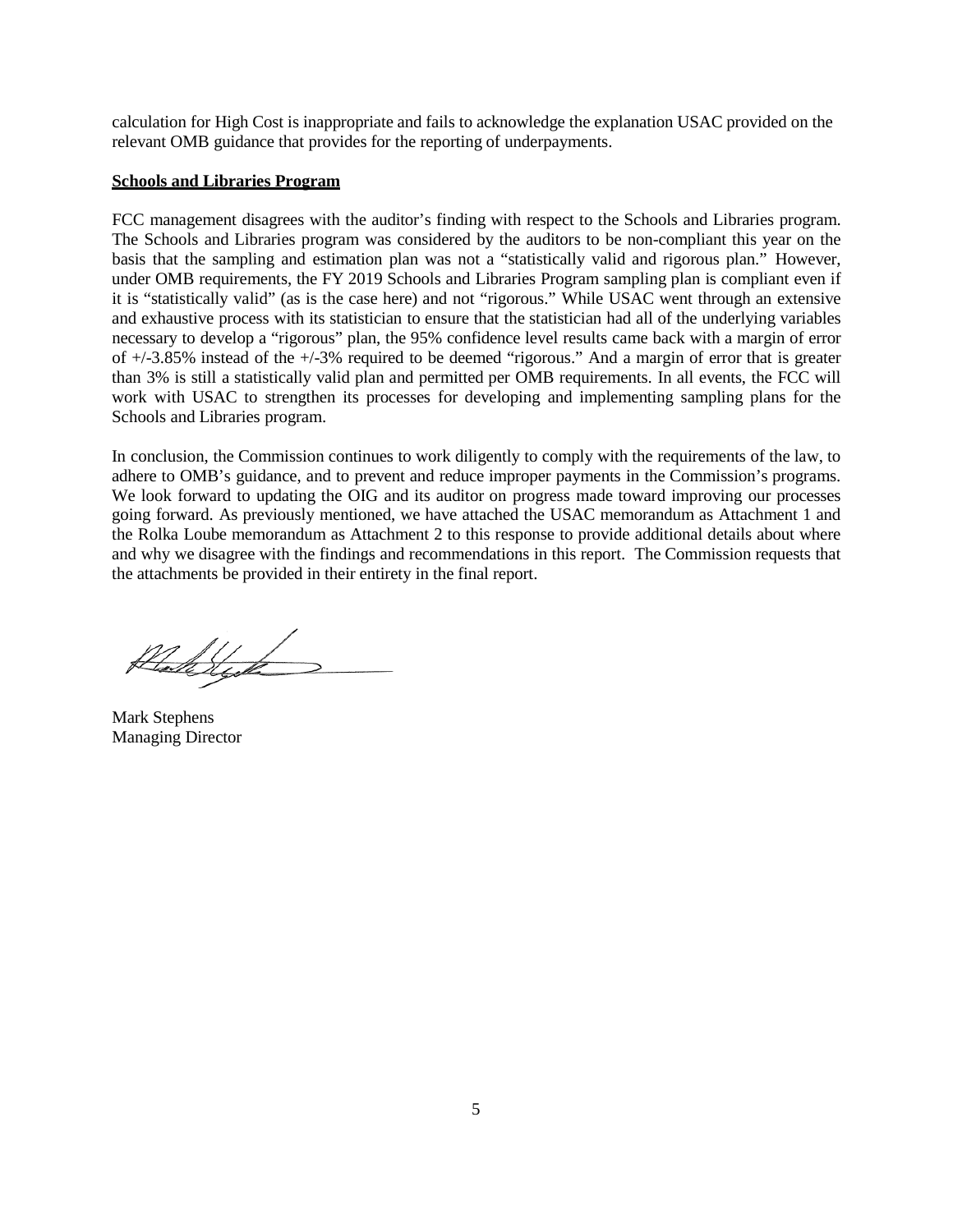calculation for High Cost is inappropriate and fails to acknowledge the explanation USAC provided on the relevant OMB guidance that provides for the reporting of underpayments.

**Schools and Libraries Program**

FCC management disagrees with the auditor's finding with respect to the Schools and Libraries program. The Schools and Libraries program was considered by the auditors to be non-compliant this year on the basis that the sampling and estimation plan was not a "statistically valid and rigorous plan." However, under OMB requirements, the FY 2019 Schools and Libraries Program sampling plan is compliant even if it is "statistically valid" (as is the case here) and not "rigorous." While USAC went through an extensive and exhaustive process with its statistician to ensure that the statistician had all of the underlying variables necessary to develop a "rigorous" plan, the 95% confidence level results came back with a margin of error of +/-3.85% instead of the +/-3% required to be deemed "rigorous." And a margin of error that is greater than 3% is still a statistically valid plan and permitted per OMB requirements. In all events, the FCC will work with USAC to strengthen its processes for developing and implementing sampling plans for the Schools and Libraries program.

In conclusion, the Commission continues to work diligently to comply with the requirements of the law, to adhere to OMB's guidance, and to prevent and reduce improper payments in the Commission's programs. We look forward to updating the OIG and its auditor on progress made toward improving our processes going forward. As previously mentioned, we have attached the USAC memorandum as Attachment 1 and the Rolka Loube memorandum as Attachment 2 to this response to provide additional details about where and why we disagree with the findings and recommendations in this report. The Commission requests that the attachments be provided in their entirety in the final report.

Mark Stephens
Managing Director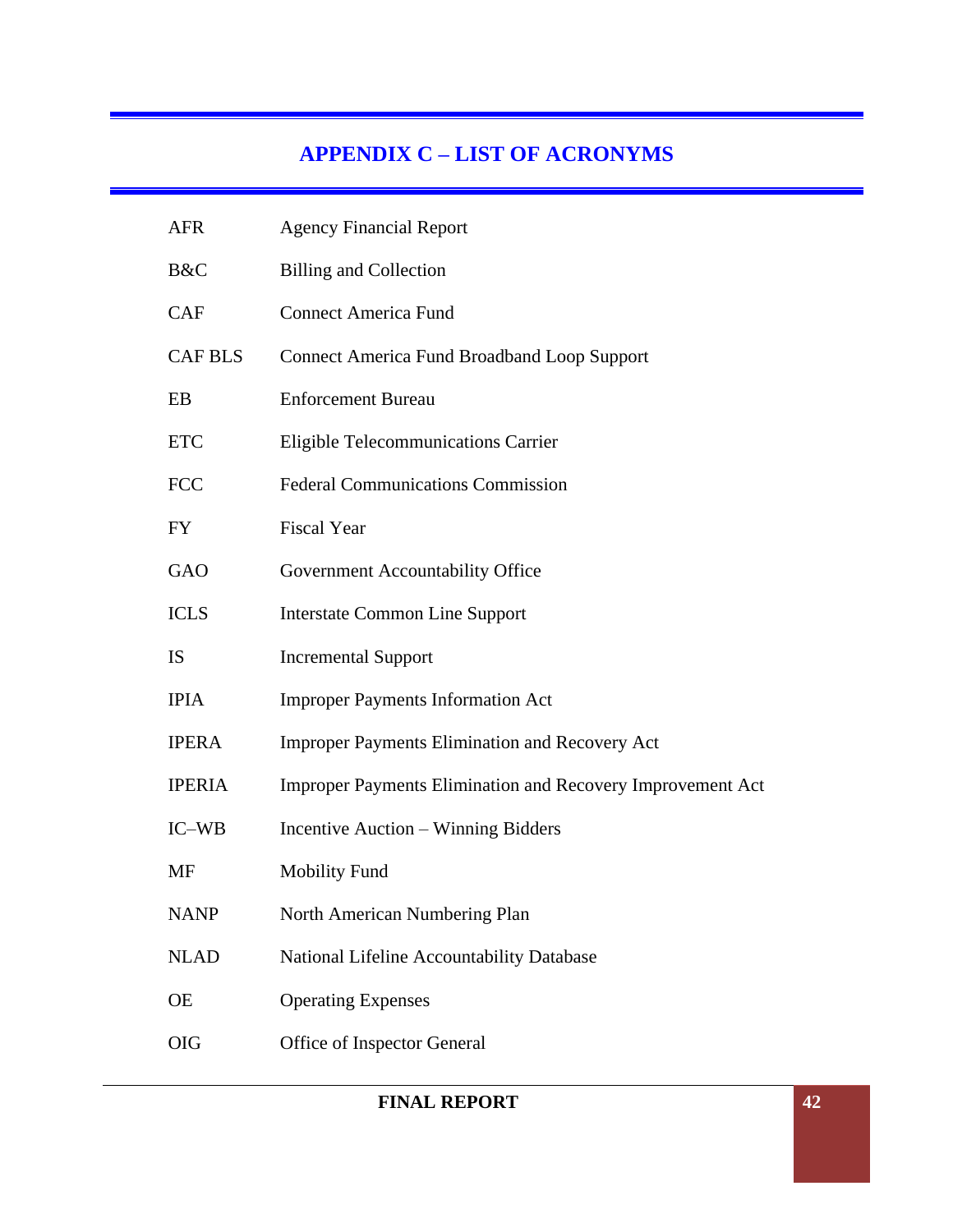# APPENDIX C – LIST OF ACRONYMS

| | |
|---|---|
| AFR | Agency Financial Report |
| B&C | Billing and Collection |
| CAF | Connect America Fund |
| CAF BLS | Connect America Fund Broadband Loop Support |
| EB | Enforcement Bureau |
| ETC | Eligible Telecommunications Carrier |
| FCC | Federal Communications Commission |
| FY | Fiscal Year |
| GAO | Government Accountability Office |
| ICLS | Interstate Common Line Support |
| IS | Incremental Support |
| IPIA | Improper Payments Information Act |
| IPERA | Improper Payments Elimination and Recovery Act |
| IPERIA | Improper Payments Elimination and Recovery Improvement Act |
| IC–WB | Incentive Auction – Winning Bidders |
| MF | Mobility Fund |
| NANP | North American Numbering Plan |
| NLAD | National Lifeline Accountability Database |
| OE | Operating Expenses |
| OIG | Office of Inspector General |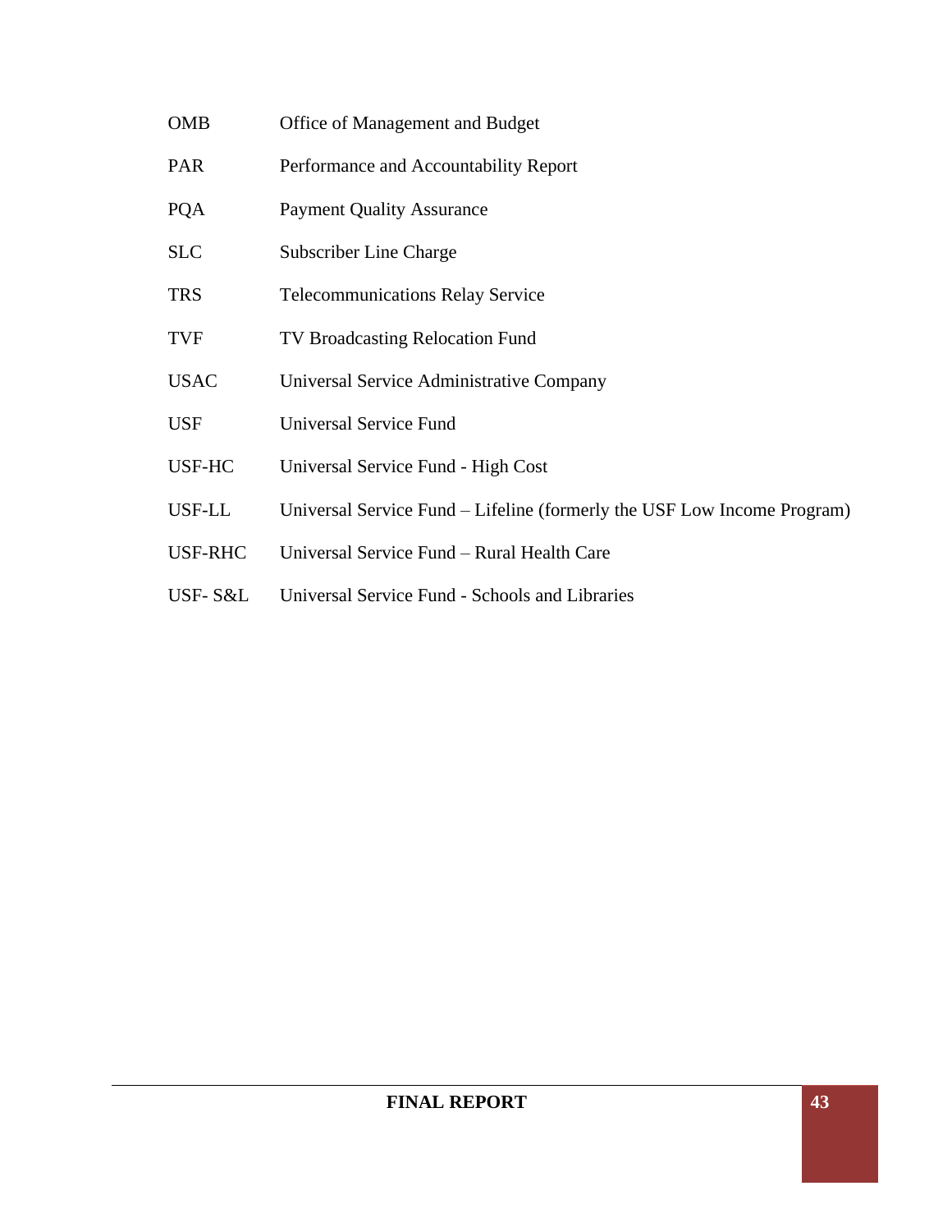| | |
|---|---|
| OMB | Office of Management and Budget |
| PAR | Performance and Accountability Report |
| PQA | Payment Quality Assurance |
| SLC | Subscriber Line Charge |
| TRS | Telecommunications Relay Service |
| TVF | TV Broadcasting Relocation Fund |
| USAC | Universal Service Administrative Company |
| USF | Universal Service Fund |
| USF-HC | Universal Service Fund - High Cost |
| USF-LL | Universal Service Fund – Lifeline (formerly the USF Low Income Program) |
| USF-RHC | Universal Service Fund – Rural Health Care |
| USF- S&L | Universal Service Fund - Schools and Libraries |